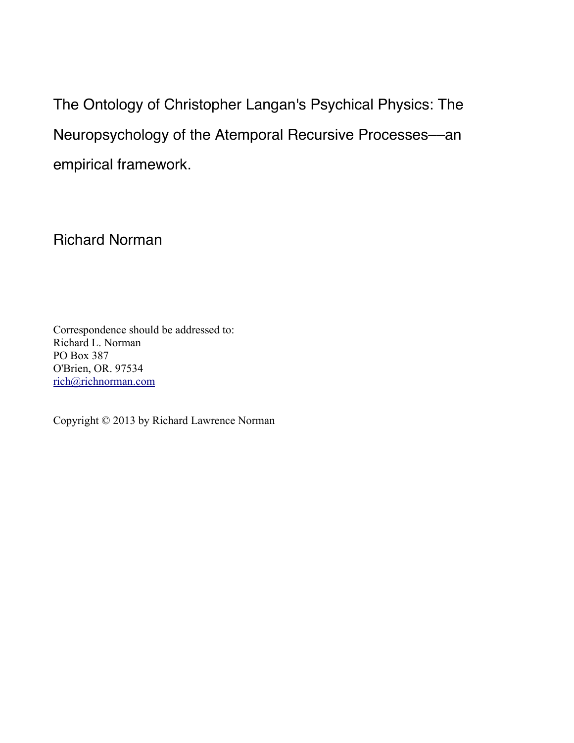# The Ontology of Christopher Langan's Psychical Physics: The Neuropsychology of the Atemporal Recursive Processes—an empirical framework.

Richard Norman

Correspondence should be addressed to:
Richard L. Norman
PO Box 387
O'Brien, OR. 97534
rich@richnorman.com

Copyright © 2013 by Richard Lawrence Norman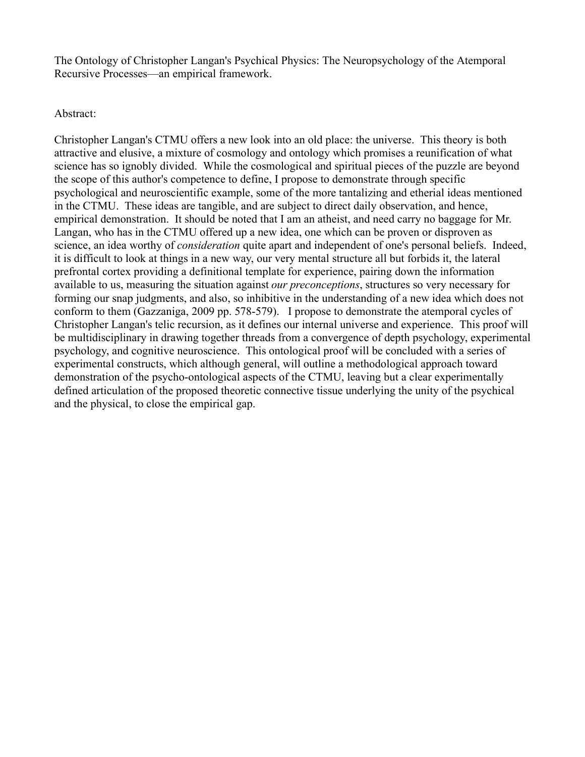The Ontology of Christopher Langan's Psychical Physics: The Neuropsychology of the Atemporal Recursive Processes—an empirical framework.

Abstract:

Christopher Langan's CTMU offers a new look into an old place: the universe. This theory is both attractive and elusive, a mixture of cosmology and ontology which promises a reunification of what science has so ignobly divided. While the cosmological and spiritual pieces of the puzzle are beyond the scope of this author's competence to define, I propose to demonstrate through specific psychological and neuroscientific example, some of the more tantalizing and etherial ideas mentioned in the CTMU. These ideas are tangible, and are subject to direct daily observation, and hence, empirical demonstration. It should be noted that I am an atheist, and need carry no baggage for Mr. Langan, who has in the CTMU offered up a new idea, one which can be proven or disproven as science, an idea worthy of *consideration* quite apart and independent of one's personal beliefs. Indeed, it is difficult to look at things in a new way, our very mental structure all but forbids it, the lateral prefrontal cortex providing a definitional template for experience, pairing down the information available to us, measuring the situation against *our preconceptions*, structures so very necessary for forming our snap judgments, and also, so inhibitive in the understanding of a new idea which does not conform to them (Gazzaniga, 2009 pp. 578-579). I propose to demonstrate the atemporal cycles of Christopher Langan's telic recursion, as it defines our internal universe and experience. This proof will be multidisciplinary in drawing together threads from a convergence of depth psychology, experimental psychology, and cognitive neuroscience. This ontological proof will be concluded with a series of experimental constructs, which although general, will outline a methodological approach toward demonstration of the psycho-ontological aspects of the CTMU, leaving but a clear experimentally defined articulation of the proposed theoretic connective tissue underlying the unity of the psychical and the physical, to close the empirical gap.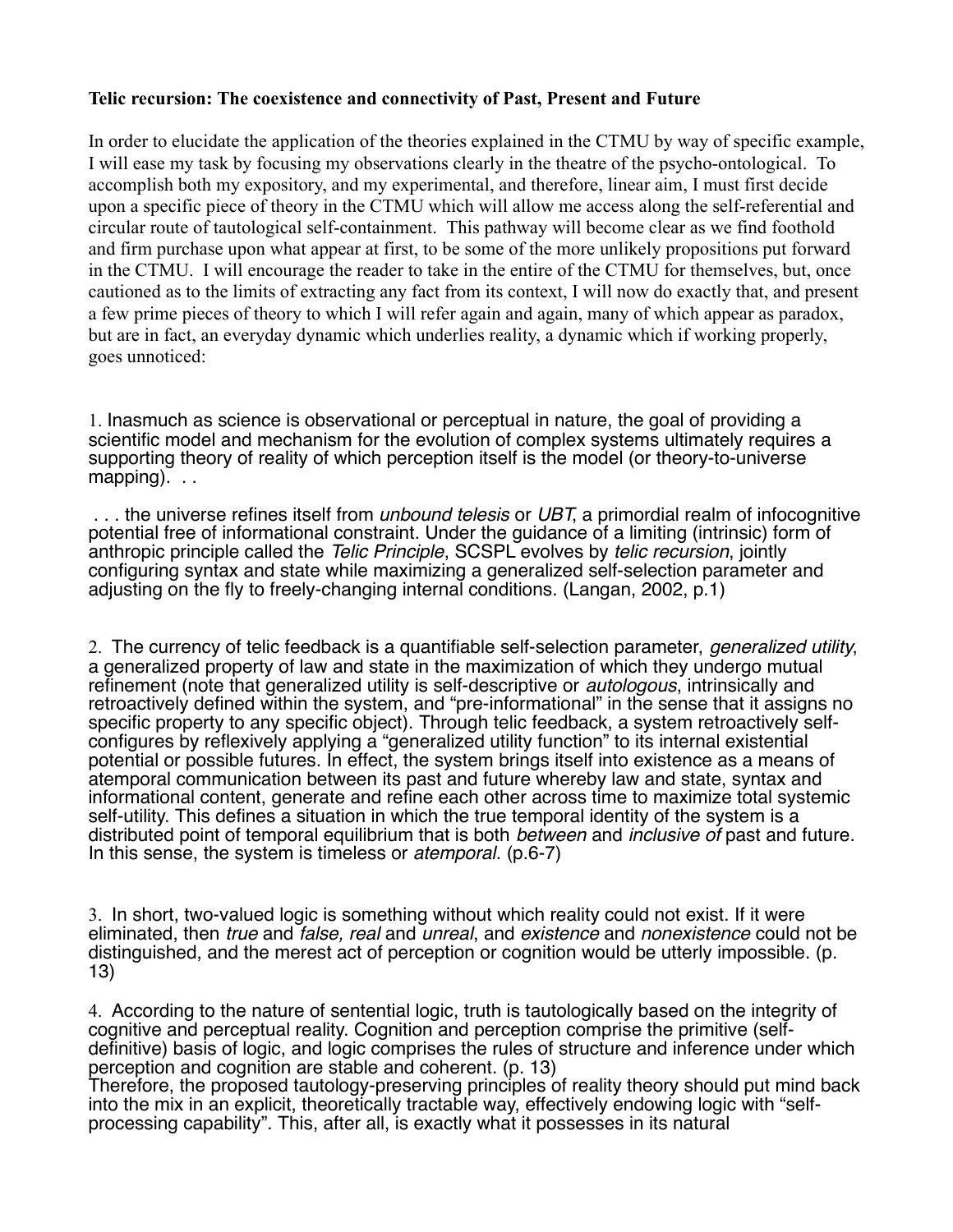**Telic recursion: The coexistence and connectivity of Past, Present and Future**

In order to elucidate the application of the theories explained in the CTMU by way of specific example, I will ease my task by focusing my observations clearly in the theatre of the psycho-ontological. To accomplish both my expository, and my experimental, and therefore, linear aim, I must first decide upon a specific piece of theory in the CTMU which will allow me access along the self-referential and circular route of tautological self-containment. This pathway will become clear as we find foothold and firm purchase upon what appear at first, to be some of the more unlikely propositions put forward in the CTMU. I will encourage the reader to take in the entire of the CTMU for themselves, but, once cautioned as to the limits of extracting any fact from its context, I will now do exactly that, and present a few prime pieces of theory to which I will refer again and again, many of which appear as paradox, but are in fact, an everyday dynamic which underlies reality, a dynamic which if working properly, goes unnoticed:

1. Inasmuch as science is observational or perceptual in nature, the goal of providing a scientific model and mechanism for the evolution of complex systems ultimately requires a supporting theory of reality of which perception itself is the model (or theory-to-universe mapping). . .

. . . the universe refines itself from *unbound telesis* or *UBT*, a primordial realm of infocognitive potential free of informational constraint. Under the guidance of a limiting (intrinsic) form of anthropic principle called the *Telic Principle*, SCSPL evolves by *telic recursion*, jointly configuring syntax and state while maximizing a generalized self-selection parameter and adjusting on the fly to freely-changing internal conditions. (Langan, 2002, p.1)

2. The currency of telic feedback is a quantifiable self-selection parameter, *generalized utility*, a generalized property of law and state in the maximization of which they undergo mutual refinement (note that generalized utility is self-descriptive or *autologous*, intrinsically and retroactively defined within the system, and "pre-informational" in the sense that it assigns no specific property to any specific object). Through telic feedback, a system retroactively self-configures by reflexively applying a "generalized utility function" to its internal existential potential or possible futures. In effect, the system brings itself into existence as a means of atemporal communication between its past and future whereby law and state, syntax and informational content, generate and refine each other across time to maximize total systemic self-utility. This defines a situation in which the true temporal identity of the system is a distributed point of temporal equilibrium that is both *between* and *inclusive of* past and future. In this sense, the system is timeless or *atemporal*. (p.6-7)

3. In short, two-valued logic is something without which reality could not exist. If it were eliminated, then *true* and *false, real* and *unreal*, and *existence* and *nonexistence* could not be distinguished, and the merest act of perception or cognition would be utterly impossible. (p. 13)

4. According to the nature of sentential logic, truth is tautologically based on the integrity of cognitive and perceptual reality. Cognition and perception comprise the primitive (self-definitive) basis of logic, and logic comprises the rules of structure and inference under which perception and cognition are stable and coherent. (p. 13)
Therefore, the proposed tautology-preserving principles of reality theory should put mind back into the mix in an explicit, theoretically tractable way, effectively endowing logic with "self-processing capability". This, after all, is exactly what it possesses in its natural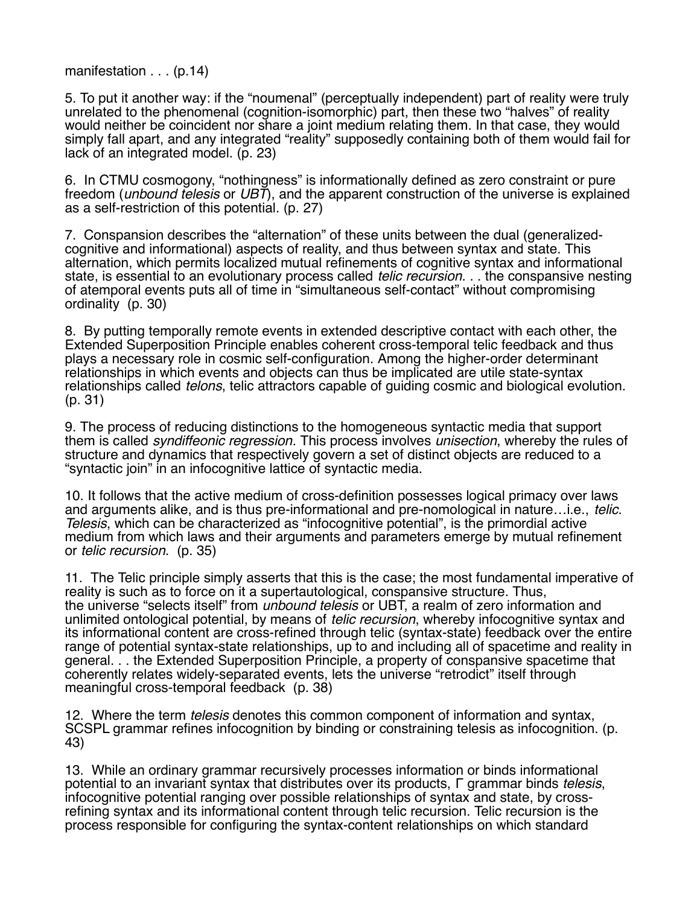manifestation . . . (p.14)

5. To put it another way: if the "noumenal" (perceptually independent) part of reality were truly unrelated to the phenomenal (cognition-isomorphic) part, then these two "halves" of reality would neither be coincident nor share a joint medium relating them. In that case, they would simply fall apart, and any integrated "reality" supposedly containing both of them would fail for lack of an integrated model. (p. 23)

6. In CTMU cosmogony, "nothingness" is informationally defined as zero constraint or pure freedom (*unbound telesis* or *UBT*), and the apparent construction of the universe is explained as a self-restriction of this potential. (p. 27)

7. Conspansion describes the "alternation" of these units between the dual (generalized-cognitive and informational) aspects of reality, and thus between syntax and state. This alternation, which permits localized mutual refinements of cognitive syntax and informational state, is essential to an evolutionary process called *telic recursion*. . . the conspansive nesting of atemporal events puts all of time in "simultaneous self-contact" without compromising ordinality (p. 30)

8. By putting temporally remote events in extended descriptive contact with each other, the Extended Superposition Principle enables coherent cross-temporal telic feedback and thus plays a necessary role in cosmic self-configuration. Among the higher-order determinant relationships in which events and objects can thus be implicated are utile state-syntax relationships called *telons*, telic attractors capable of guiding cosmic and biological evolution. (p. 31)

9. The process of reducing distinctions to the homogeneous syntactic media that support them is called *syndiffeonic regression*. This process involves *unisection*, whereby the rules of structure and dynamics that respectively govern a set of distinct objects are reduced to a "syntactic join" in an infocognitive lattice of syntactic media.

10. It follows that the active medium of cross-definition possesses logical primacy over laws and arguments alike, and is thus pre-informational and pre-nomological in nature…i.e., *telic*. *Telesis*, which can be characterized as "infocognitive potential", is the primordial active medium from which laws and their arguments and parameters emerge by mutual refinement or *telic recursion*. (p. 35)

11. The Telic principle simply asserts that this is the case; the most fundamental imperative of reality is such as to force on it a supertautological, conspansive structure. Thus, the universe "selects itself" from *unbound telesis* or UBT, a realm of zero information and unlimited ontological potential, by means of *telic recursion*, whereby infocognitive syntax and its informational content are cross-refined through telic (syntax-state) feedback over the entire range of potential syntax-state relationships, up to and including all of spacetime and reality in general. . . the Extended Superposition Principle, a property of conspansive spacetime that coherently relates widely-separated events, lets the universe "retrodict" itself through meaningful cross-temporal feedback (p. 38)

12. Where the term *telesis* denotes this common component of information and syntax, SCSPL grammar refines infocognition by binding or constraining telesis as infocognition. (p. 43)

13. While an ordinary grammar recursively processes information or binds informational potential to an invariant syntax that distributes over its products, Γ grammar binds *telesis*, infocognitive potential ranging over possible relationships of syntax and state, by cross-refining syntax and its informational content through telic recursion. Telic recursion is the process responsible for configuring the syntax-content relationships on which standard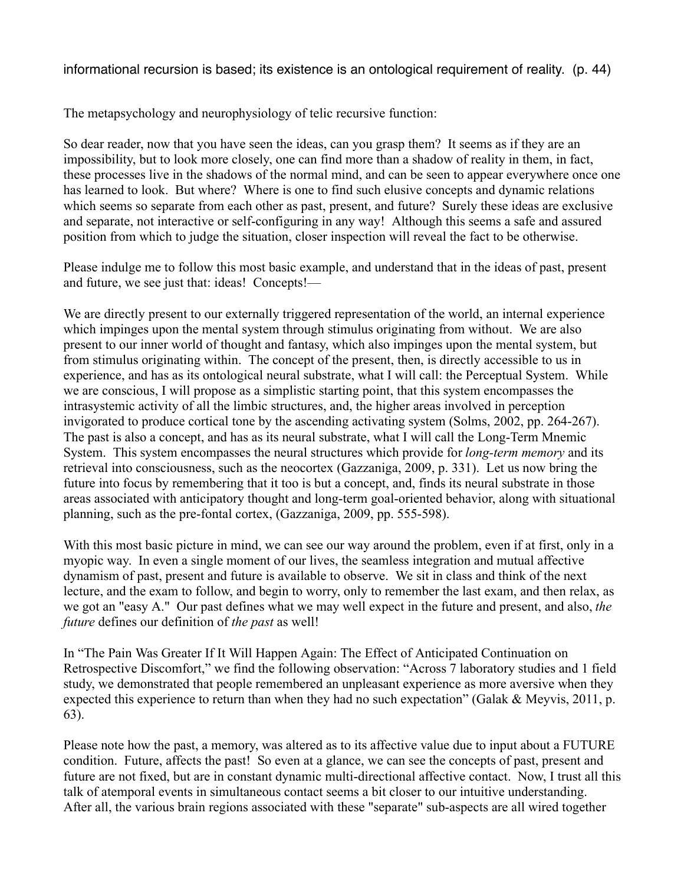informational recursion is based; its existence is an ontological requirement of reality. (p. 44)

The metapsychology and neurophysiology of telic recursive function:

So dear reader, now that you have seen the ideas, can you grasp them? It seems as if they are an impossibility, but to look more closely, one can find more than a shadow of reality in them, in fact, these processes live in the shadows of the normal mind, and can be seen to appear everywhere once one has learned to look. But where? Where is one to find such elusive concepts and dynamic relations which seems so separate from each other as past, present, and future? Surely these ideas are exclusive and separate, not interactive or self-configuring in any way! Although this seems a safe and assured position from which to judge the situation, closer inspection will reveal the fact to be otherwise.

Please indulge me to follow this most basic example, and understand that in the ideas of past, present and future, we see just that: ideas! Concepts!—

We are directly present to our externally triggered representation of the world, an internal experience which impinges upon the mental system through stimulus originating from without. We are also present to our inner world of thought and fantasy, which also impinges upon the mental system, but from stimulus originating within. The concept of the present, then, is directly accessible to us in experience, and has as its ontological neural substrate, what I will call: the Perceptual System. While we are conscious, I will propose as a simplistic starting point, that this system encompasses the intrasystemic activity of all the limbic structures, and, the higher areas involved in perception invigorated to produce cortical tone by the ascending activating system (Solms, 2002, pp. 264-267). The past is also a concept, and has as its neural substrate, what I will call the Long-Term Mnemic System. This system encompasses the neural structures which provide for *long-term memory* and its retrieval into consciousness, such as the neocortex (Gazzaniga, 2009, p. 331). Let us now bring the future into focus by remembering that it too is but a concept, and, finds its neural substrate in those areas associated with anticipatory thought and long-term goal-oriented behavior, along with situational planning, such as the pre-fontal cortex, (Gazzaniga, 2009, pp. 555-598).

With this most basic picture in mind, we can see our way around the problem, even if at first, only in a myopic way. In even a single moment of our lives, the seamless integration and mutual affective dynamism of past, present and future is available to observe. We sit in class and think of the next lecture, and the exam to follow, and begin to worry, only to remember the last exam, and then relax, as we got an "easy A." Our past defines what we may well expect in the future and present, and also, *the future* defines our definition of *the past* as well!

In "The Pain Was Greater If It Will Happen Again: The Effect of Anticipated Continuation on Retrospective Discomfort," we find the following observation: "Across 7 laboratory studies and 1 field study, we demonstrated that people remembered an unpleasant experience as more aversive when they expected this experience to return than when they had no such expectation" (Galak & Meyvis, 2011, p. 63).

Please note how the past, a memory, was altered as to its affective value due to input about a FUTURE condition. Future, affects the past! So even at a glance, we can see the concepts of past, present and future are not fixed, but are in constant dynamic multi-directional affective contact. Now, I trust all this talk of atemporal events in simultaneous contact seems a bit closer to our intuitive understanding. After all, the various brain regions associated with these "separate" sub-aspects are all wired together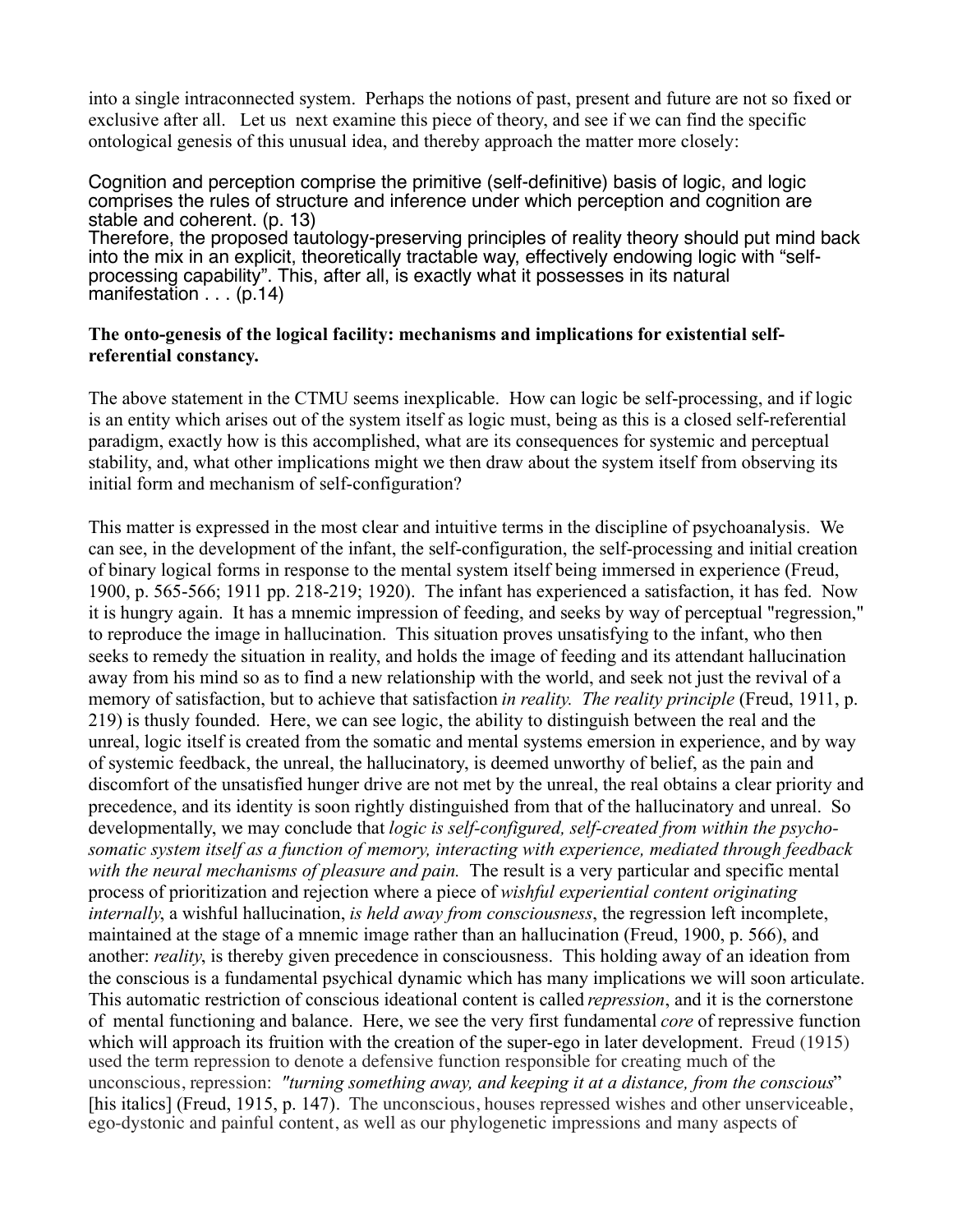into a single intraconnected system. Perhaps the notions of past, present and future are not so fixed or exclusive after all. Let us next examine this piece of theory, and see if we can find the specific ontological genesis of this unusual idea, and thereby approach the matter more closely:

> Cognition and perception comprise the primitive (self-definitive) basis of logic, and logic comprises the rules of structure and inference under which perception and cognition are stable and coherent. (p. 13)
> Therefore, the proposed tautology-preserving principles of reality theory should put mind back into the mix in an explicit, theoretically tractable way, effectively endowing logic with "self-processing capability". This, after all, is exactly what it possesses in its natural manifestation . . . (p.14)

**The onto-genesis of the logical facility: mechanisms and implications for existential self-referential constancy.**

The above statement in the CTMU seems inexplicable. How can logic be self-processing, and if logic is an entity which arises out of the system itself as logic must, being as this is a closed self-referential paradigm, exactly how is this accomplished, what are its consequences for systemic and perceptual stability, and, what other implications might we then draw about the system itself from observing its initial form and mechanism of self-configuration?

This matter is expressed in the most clear and intuitive terms in the discipline of psychoanalysis. We can see, in the development of the infant, the self-configuration, the self-processing and initial creation of binary logical forms in response to the mental system itself being immersed in experience (Freud, 1900, p. 565-566; 1911 pp. 218-219; 1920). The infant has experienced a satisfaction, it has fed. Now it is hungry again. It has a mnemic impression of feeding, and seeks by way of perceptual "regression," to reproduce the image in hallucination. This situation proves unsatisfying to the infant, who then seeks to remedy the situation in reality, and holds the image of feeding and its attendant hallucination away from his mind so as to find a new relationship with the world, and seek not just the revival of a memory of satisfaction, but to achieve that satisfaction *in reality. The reality principle* (Freud, 1911, p. 219) is thusly founded. Here, we can see logic, the ability to distinguish between the real and the unreal, logic itself is created from the somatic and mental systems emersion in experience, and by way of systemic feedback, the unreal, the hallucinatory, is deemed unworthy of belief, as the pain and discomfort of the unsatisfied hunger drive are not met by the unreal, the real obtains a clear priority and precedence, and its identity is soon rightly distinguished from that of the hallucinatory and unreal. So developmentally, we may conclude that *logic is self-configured, self-created from within the psycho-somatic system itself as a function of memory, interacting with experience, mediated through feedback with the neural mechanisms of pleasure and pain.* The result is a very particular and specific mental process of prioritization and rejection where a piece of *wishful experiential content originating internally*, a wishful hallucination, *is held away from consciousness*, the regression left incomplete, maintained at the stage of a mnemic image rather than an hallucination (Freud, 1900, p. 566), and another: *reality*, is thereby given precedence in consciousness. This holding away of an ideation from the conscious is a fundamental psychical dynamic which has many implications we will soon articulate. This automatic restriction of conscious ideational content is called *repression*, and it is the cornerstone of mental functioning and balance. Here, we see the very first fundamental *core* of repressive function which will approach its fruition with the creation of the super-ego in later development. Freud (1915) used the term repression to denote a defensive function responsible for creating much of the unconscious, repression: *"turning something away, and keeping it at a distance, from the conscious*" [his italics] (Freud, 1915, p. 147). The unconscious, houses repressed wishes and other unserviceable, ego-dystonic and painful content, as well as our phylogenetic impressions and many aspects of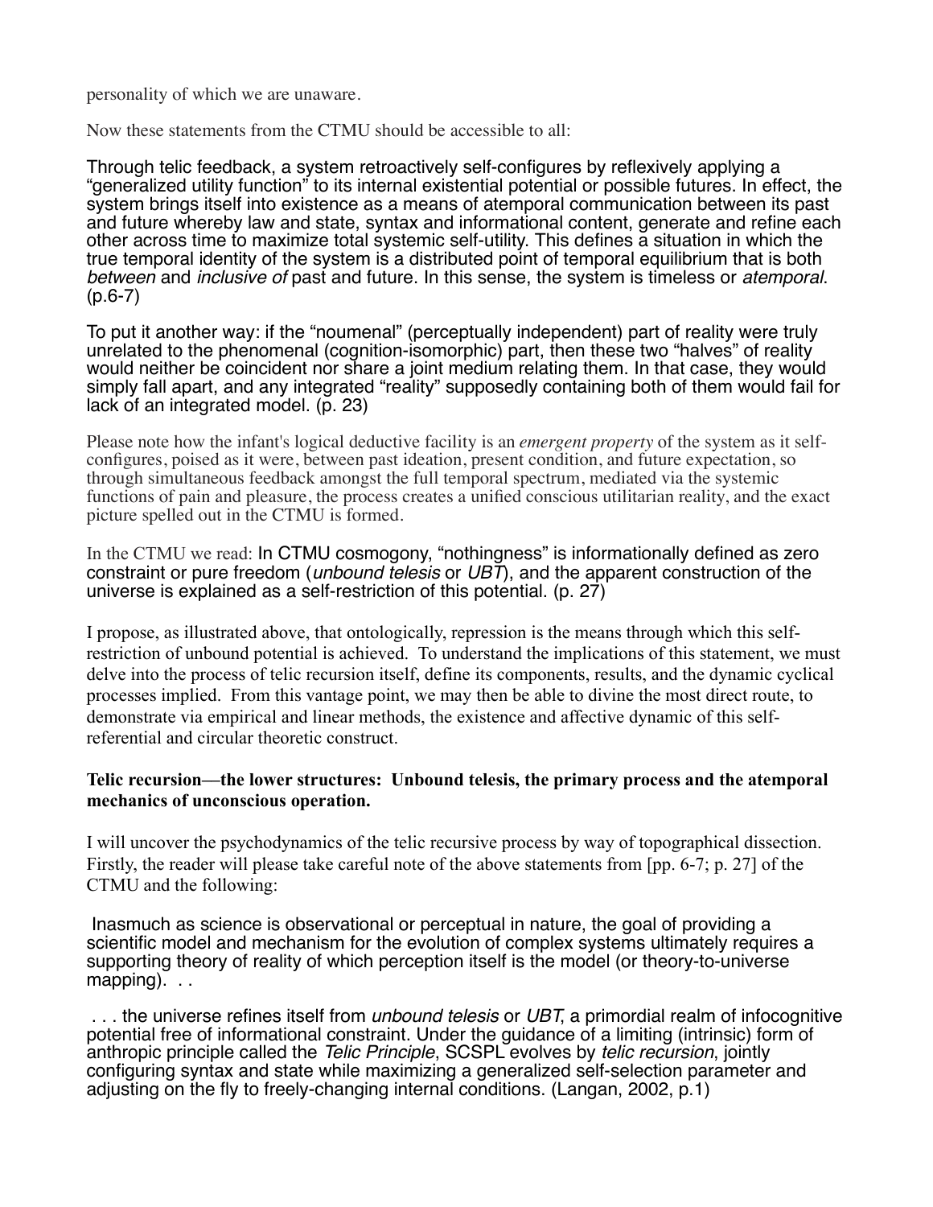personality of which we are unaware.

Now these statements from the CTMU should be accessible to all:

> Through telic feedback, a system retroactively self-configures by reflexively applying a "generalized utility function" to its internal existential potential or possible futures. In effect, the system brings itself into existence as a means of atemporal communication between its past and future whereby law and state, syntax and informational content, generate and refine each other across time to maximize total systemic self-utility. This defines a situation in which the true temporal identity of the system is a distributed point of temporal equilibrium that is both *between* and *inclusive of* past and future. In this sense, the system is timeless or *atemporal*. (p.6-7)

> To put it another way: if the "noumenal" (perceptually independent) part of reality were truly unrelated to the phenomenal (cognition-isomorphic) part, then these two "halves" of reality would neither be coincident nor share a joint medium relating them. In that case, they would simply fall apart, and any integrated "reality" supposedly containing both of them would fail for lack of an integrated model. (p. 23)

Please note how the infant's logical deductive facility is an *emergent property* of the system as it self-configures, poised as it were, between past ideation, present condition, and future expectation, so through simultaneous feedback amongst the full temporal spectrum, mediated via the systemic functions of pain and pleasure, the process creates a unified conscious utilitarian reality, and the exact picture spelled out in the CTMU is formed.

In the CTMU we read: In CTMU cosmogony, "nothingness" is informationally defined as zero constraint or pure freedom (*unbound telesis* or *UBT*), and the apparent construction of the universe is explained as a self-restriction of this potential. (p. 27)

I propose, as illustrated above, that ontologically, repression is the means through which this self-restriction of unbound potential is achieved. To understand the implications of this statement, we must delve into the process of telic recursion itself, define its components, results, and the dynamic cyclical processes implied. From this vantage point, we may then be able to divine the most direct route, to demonstrate via empirical and linear methods, the existence and affective dynamic of this self-referential and circular theoretic construct.

**Telic recursion—the lower structures: Unbound telesis, the primary process and the atemporal mechanics of unconscious operation.**

I will uncover the psychodynamics of the telic recursive process by way of topographical dissection. Firstly, the reader will please take careful note of the above statements from [pp. 6-7; p. 27] of the CTMU and the following:

> Inasmuch as science is observational or perceptual in nature, the goal of providing a scientific model and mechanism for the evolution of complex systems ultimately requires a supporting theory of reality of which perception itself is the model (or theory-to-universe mapping). . .

> . . . the universe refines itself from *unbound telesis* or *UBT*, a primordial realm of infocognitive potential free of informational constraint. Under the guidance of a limiting (intrinsic) form of anthropic principle called the *Telic Principle*, SCSPL evolves by *telic recursion*, jointly configuring syntax and state while maximizing a generalized self-selection parameter and adjusting on the fly to freely-changing internal conditions. (Langan, 2002, p.1)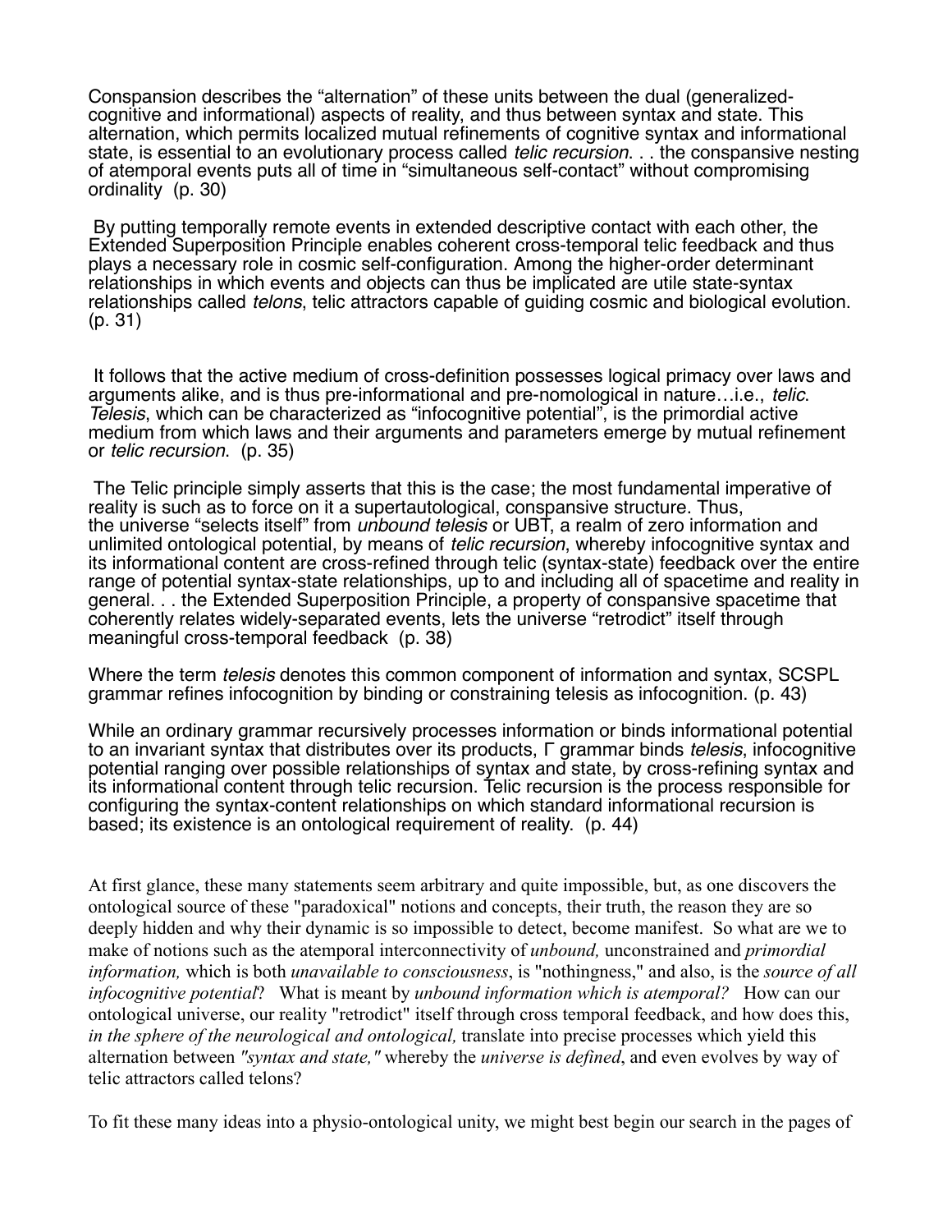Conspansion describes the "alternation" of these units between the dual (generalized-cognitive and informational) aspects of reality, and thus between syntax and state. This alternation, which permits localized mutual refinements of cognitive syntax and informational state, is essential to an evolutionary process called *telic recursion*. . . the conspansive nesting of atemporal events puts all of time in "simultaneous self-contact" without compromising ordinality (p. 30)

By putting temporally remote events in extended descriptive contact with each other, the Extended Superposition Principle enables coherent cross-temporal telic feedback and thus plays a necessary role in cosmic self-configuration. Among the higher-order determinant relationships in which events and objects can thus be implicated are utile state-syntax relationships called *telons*, telic attractors capable of guiding cosmic and biological evolution. (p. 31)

It follows that the active medium of cross-definition possesses logical primacy over laws and arguments alike, and is thus pre-informational and pre-nomological in nature…i.e., *telic*. *Telesis*, which can be characterized as "infocognitive potential", is the primordial active medium from which laws and their arguments and parameters emerge by mutual refinement or *telic recursion*. (p. 35)

The Telic principle simply asserts that this is the case; the most fundamental imperative of reality is such as to force on it a supertautological, conspansive structure. Thus, the universe "selects itself" from *unbound telesis* or UBT, a realm of zero information and unlimited ontological potential, by means of *telic recursion*, whereby infocognitive syntax and its informational content are cross-refined through telic (syntax-state) feedback over the entire range of potential syntax-state relationships, up to and including all of spacetime and reality in general. . . the Extended Superposition Principle, a property of conspansive spacetime that coherently relates widely-separated events, lets the universe "retrodict" itself through meaningful cross-temporal feedback (p. 38)

Where the term *telesis* denotes this common component of information and syntax, SCSPL grammar refines infocognition by binding or constraining telesis as infocognition. (p. 43)

While an ordinary grammar recursively processes information or binds informational potential to an invariant syntax that distributes over its products, Γ grammar binds *telesis*, infocognitive potential ranging over possible relationships of syntax and state, by cross-refining syntax and its informational content through telic recursion. Telic recursion is the process responsible for configuring the syntax-content relationships on which standard informational recursion is based; its existence is an ontological requirement of reality. (p. 44)

At first glance, these many statements seem arbitrary and quite impossible, but, as one discovers the ontological source of these "paradoxical" notions and concepts, their truth, the reason they are so deeply hidden and why their dynamic is so impossible to detect, become manifest. So what are we to make of notions such as the atemporal interconnectivity of *unbound,* unconstrained and *primordial information,* which is both *unavailable to consciousness*, is "nothingness," and also, is the *source of all infocognitive potential*? What is meant by *unbound information which is atemporal?* How can our ontological universe, our reality "retrodict" itself through cross temporal feedback, and how does this, *in the sphere of the neurological and ontological,* translate into precise processes which yield this alternation between *"syntax and state,"* whereby the *universe is defined*, and even evolves by way of telic attractors called telons?

To fit these many ideas into a physio-ontological unity, we might best begin our search in the pages of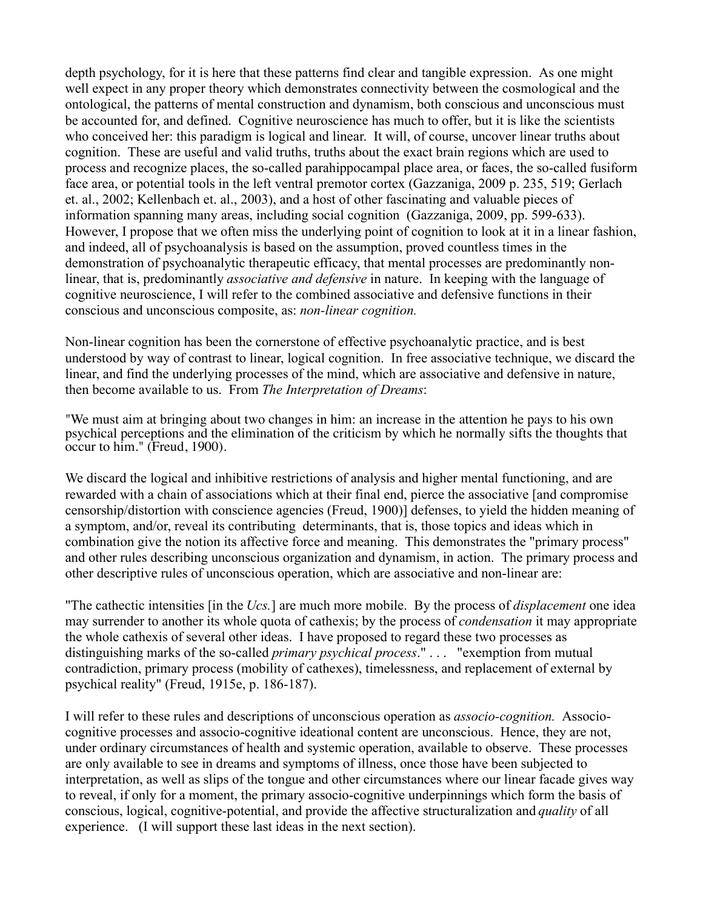depth psychology, for it is here that these patterns find clear and tangible expression. As one might well expect in any proper theory which demonstrates connectivity between the cosmological and the ontological, the patterns of mental construction and dynamism, both conscious and unconscious must be accounted for, and defined. Cognitive neuroscience has much to offer, but it is like the scientists who conceived her: this paradigm is logical and linear. It will, of course, uncover linear truths about cognition. These are useful and valid truths, truths about the exact brain regions which are used to process and recognize places, the so-called parahippocampal place area, or faces, the so-called fusiform face area, or potential tools in the left ventral premotor cortex (Gazzaniga, 2009 p. 235, 519; Gerlach et. al., 2002; Kellenbach et. al., 2003), and a host of other fascinating and valuable pieces of information spanning many areas, including social cognition (Gazzaniga, 2009, pp. 599-633). However, I propose that we often miss the underlying point of cognition to look at it in a linear fashion, and indeed, all of psychoanalysis is based on the assumption, proved countless times in the demonstration of psychoanalytic therapeutic efficacy, that mental processes are predominantly non-linear, that is, predominantly *associative and defensive* in nature. In keeping with the language of cognitive neuroscience, I will refer to the combined associative and defensive functions in their conscious and unconscious composite, as: *non-linear cognition.*

Non-linear cognition has been the cornerstone of effective psychoanalytic practice, and is best understood by way of contrast to linear, logical cognition. In free associative technique, we discard the linear, and find the underlying processes of the mind, which are associative and defensive in nature, then become available to us. From *The Interpretation of Dreams*:

"We must aim at bringing about two changes in him: an increase in the attention he pays to his own psychical perceptions and the elimination of the criticism by which he normally sifts the thoughts that occur to him." (Freud, 1900).

We discard the logical and inhibitive restrictions of analysis and higher mental functioning, and are rewarded with a chain of associations which at their final end, pierce the associative [and compromise censorship/distortion with conscience agencies (Freud, 1900)] defenses, to yield the hidden meaning of a symptom, and/or, reveal its contributing determinants, that is, those topics and ideas which in combination give the notion its affective force and meaning. This demonstrates the "primary process" and other rules describing unconscious organization and dynamism, in action. The primary process and other descriptive rules of unconscious operation, which are associative and non-linear are:

"The cathectic intensities [in the *Ucs.*] are much more mobile. By the process of *displacement* one idea may surrender to another its whole quota of cathexis; by the process of *condensation* it may appropriate the whole cathexis of several other ideas. I have proposed to regard these two processes as distinguishing marks of the so-called *primary psychical process*." . . . "exemption from mutual contradiction, primary process (mobility of cathexes), timelessness, and replacement of external by psychical reality" (Freud, 1915e, p. 186-187).

I will refer to these rules and descriptions of unconscious operation as *associo-cognition.* Associo-cognitive processes and associo-cognitive ideational content are unconscious. Hence, they are not, under ordinary circumstances of health and systemic operation, available to observe. These processes are only available to see in dreams and symptoms of illness, once those have been subjected to interpretation, as well as slips of the tongue and other circumstances where our linear facade gives way to reveal, if only for a moment, the primary associo-cognitive underpinnings which form the basis of conscious, logical, cognitive-potential, and provide the affective structuralization and *quality* of all experience. (I will support these last ideas in the next section).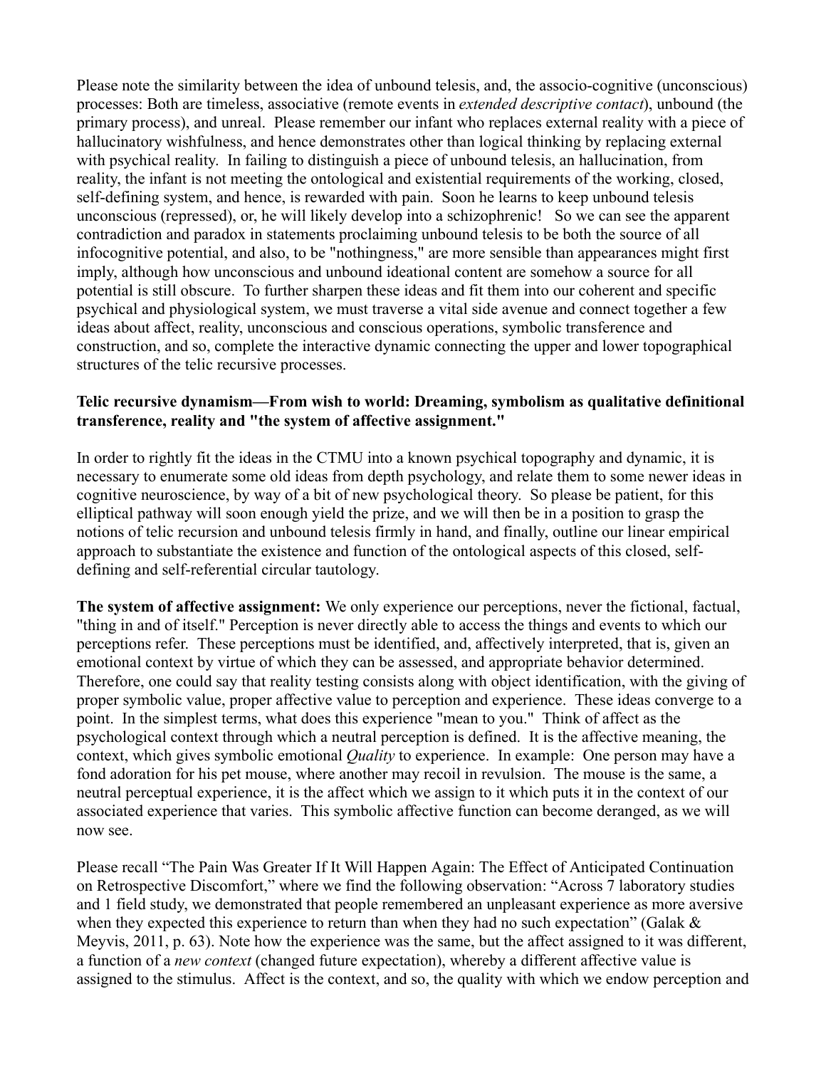Please note the similarity between the idea of unbound telesis, and, the associo-cognitive (unconscious) processes: Both are timeless, associative (remote events in *extended descriptive contact*), unbound (the primary process), and unreal. Please remember our infant who replaces external reality with a piece of hallucinatory wishfulness, and hence demonstrates other than logical thinking by replacing external with psychical reality. In failing to distinguish a piece of unbound telesis, an hallucination, from reality, the infant is not meeting the ontological and existential requirements of the working, closed, self-defining system, and hence, is rewarded with pain. Soon he learns to keep unbound telesis unconscious (repressed), or, he will likely develop into a schizophrenic! So we can see the apparent contradiction and paradox in statements proclaiming unbound telesis to be both the source of all infocognitive potential, and also, to be "nothingness," are more sensible than appearances might first imply, although how unconscious and unbound ideational content are somehow a source for all potential is still obscure. To further sharpen these ideas and fit them into our coherent and specific psychical and physiological system, we must traverse a vital side avenue and connect together a few ideas about affect, reality, unconscious and conscious operations, symbolic transference and construction, and so, complete the interactive dynamic connecting the upper and lower topographical structures of the telic recursive processes.

**Telic recursive dynamism—From wish to world: Dreaming, symbolism as qualitative definitional transference, reality and "the system of affective assignment."**

In order to rightly fit the ideas in the CTMU into a known psychical topography and dynamic, it is necessary to enumerate some old ideas from depth psychology, and relate them to some newer ideas in cognitive neuroscience, by way of a bit of new psychological theory. So please be patient, for this elliptical pathway will soon enough yield the prize, and we will then be in a position to grasp the notions of telic recursion and unbound telesis firmly in hand, and finally, outline our linear empirical approach to substantiate the existence and function of the ontological aspects of this closed, self-defining and self-referential circular tautology.

**The system of affective assignment:** We only experience our perceptions, never the fictional, factual, "thing in and of itself." Perception is never directly able to access the things and events to which our perceptions refer. These perceptions must be identified, and, affectively interpreted, that is, given an emotional context by virtue of which they can be assessed, and appropriate behavior determined. Therefore, one could say that reality testing consists along with object identification, with the giving of proper symbolic value, proper affective value to perception and experience. These ideas converge to a point. In the simplest terms, what does this experience "mean to you." Think of affect as the psychological context through which a neutral perception is defined. It is the affective meaning, the context, which gives symbolic emotional *Quality* to experience. In example: One person may have a fond adoration for his pet mouse, where another may recoil in revulsion. The mouse is the same, a neutral perceptual experience, it is the affect which we assign to it which puts it in the context of our associated experience that varies. This symbolic affective function can become deranged, as we will now see.

Please recall "The Pain Was Greater If It Will Happen Again: The Effect of Anticipated Continuation on Retrospective Discomfort," where we find the following observation: "Across 7 laboratory studies and 1 field study, we demonstrated that people remembered an unpleasant experience as more aversive when they expected this experience to return than when they had no such expectation" (Galak & Meyvis, 2011, p. 63). Note how the experience was the same, but the affect assigned to it was different, a function of a *new context* (changed future expectation), whereby a different affective value is assigned to the stimulus. Affect is the context, and so, the quality with which we endow perception and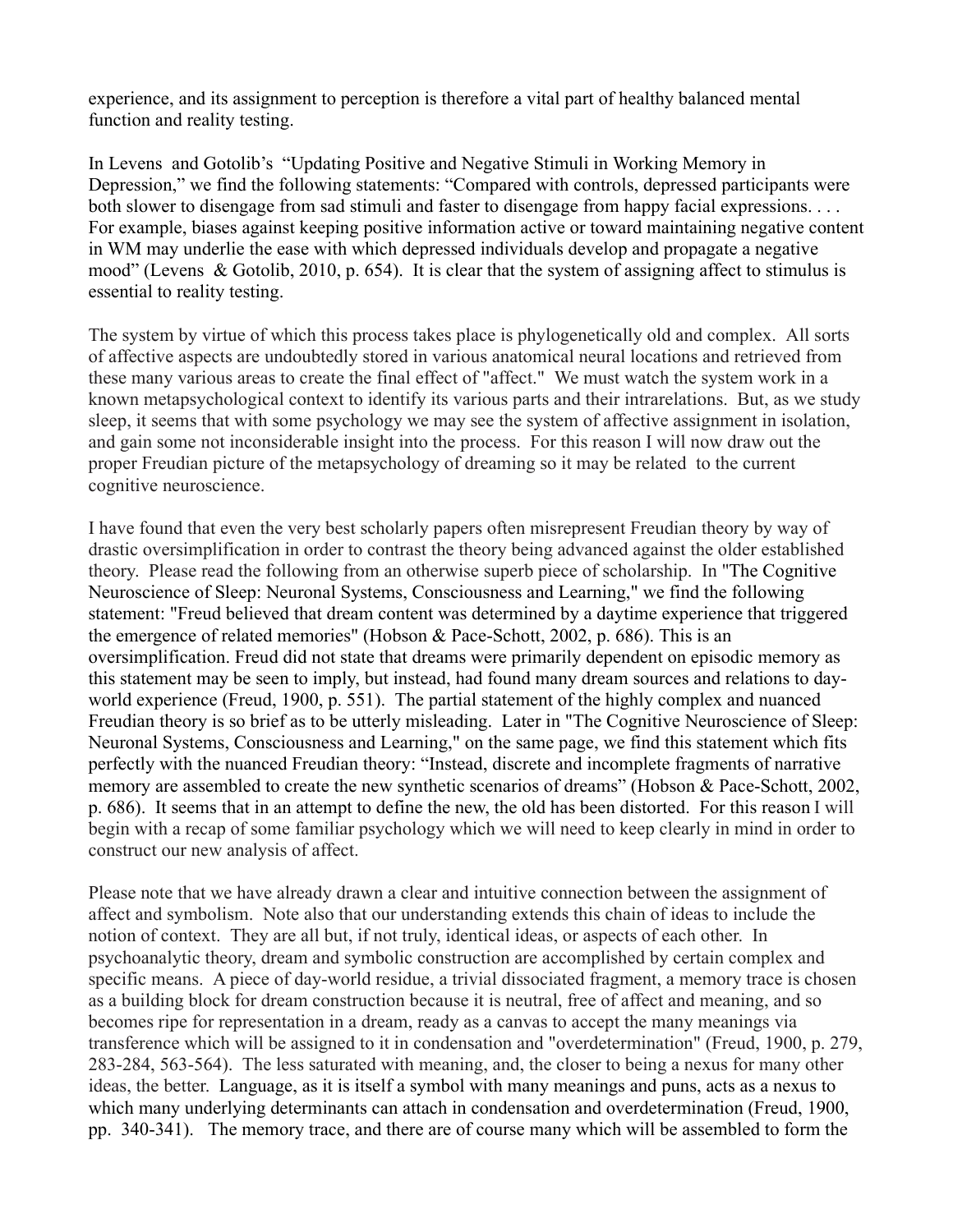experience, and its assignment to perception is therefore a vital part of healthy balanced mental function and reality testing.

In Levens and Gotolib's "Updating Positive and Negative Stimuli in Working Memory in Depression," we find the following statements: "Compared with controls, depressed participants were both slower to disengage from sad stimuli and faster to disengage from happy facial expressions. . . . For example, biases against keeping positive information active or toward maintaining negative content in WM may underlie the ease with which depressed individuals develop and propagate a negative mood" (Levens & Gotolib, 2010, p. 654). It is clear that the system of assigning affect to stimulus is essential to reality testing.

The system by virtue of which this process takes place is phylogenetically old and complex. All sorts of affective aspects are undoubtedly stored in various anatomical neural locations and retrieved from these many various areas to create the final effect of "affect." We must watch the system work in a known metapsychological context to identify its various parts and their intrarelations. But, as we study sleep, it seems that with some psychology we may see the system of affective assignment in isolation, and gain some not inconsiderable insight into the process. For this reason I will now draw out the proper Freudian picture of the metapsychology of dreaming so it may be related to the current cognitive neuroscience.

I have found that even the very best scholarly papers often misrepresent Freudian theory by way of drastic oversimplification in order to contrast the theory being advanced against the older established theory. Please read the following from an otherwise superb piece of scholarship. In "The Cognitive Neuroscience of Sleep: Neuronal Systems, Consciousness and Learning," we find the following statement: "Freud believed that dream content was determined by a daytime experience that triggered the emergence of related memories" (Hobson & Pace-Schott, 2002, p. 686). This is an oversimplification. Freud did not state that dreams were primarily dependent on episodic memory as this statement may be seen to imply, but instead, had found many dream sources and relations to day-world experience (Freud, 1900, p. 551). The partial statement of the highly complex and nuanced Freudian theory is so brief as to be utterly misleading. Later in "The Cognitive Neuroscience of Sleep: Neuronal Systems, Consciousness and Learning," on the same page, we find this statement which fits perfectly with the nuanced Freudian theory: "Instead, discrete and incomplete fragments of narrative memory are assembled to create the new synthetic scenarios of dreams" (Hobson & Pace-Schott, 2002, p. 686). It seems that in an attempt to define the new, the old has been distorted. For this reason I will begin with a recap of some familiar psychology which we will need to keep clearly in mind in order to construct our new analysis of affect.

Please note that we have already drawn a clear and intuitive connection between the assignment of affect and symbolism. Note also that our understanding extends this chain of ideas to include the notion of context. They are all but, if not truly, identical ideas, or aspects of each other. In psychoanalytic theory, dream and symbolic construction are accomplished by certain complex and specific means. A piece of day-world residue, a trivial dissociated fragment, a memory trace is chosen as a building block for dream construction because it is neutral, free of affect and meaning, and so becomes ripe for representation in a dream, ready as a canvas to accept the many meanings via transference which will be assigned to it in condensation and "overdetermination" (Freud, 1900, p. 279, 283-284, 563-564). The less saturated with meaning, and, the closer to being a nexus for many other ideas, the better. Language, as it is itself a symbol with many meanings and puns, acts as a nexus to which many underlying determinants can attach in condensation and overdetermination (Freud, 1900, pp. 340-341). The memory trace, and there are of course many which will be assembled to form the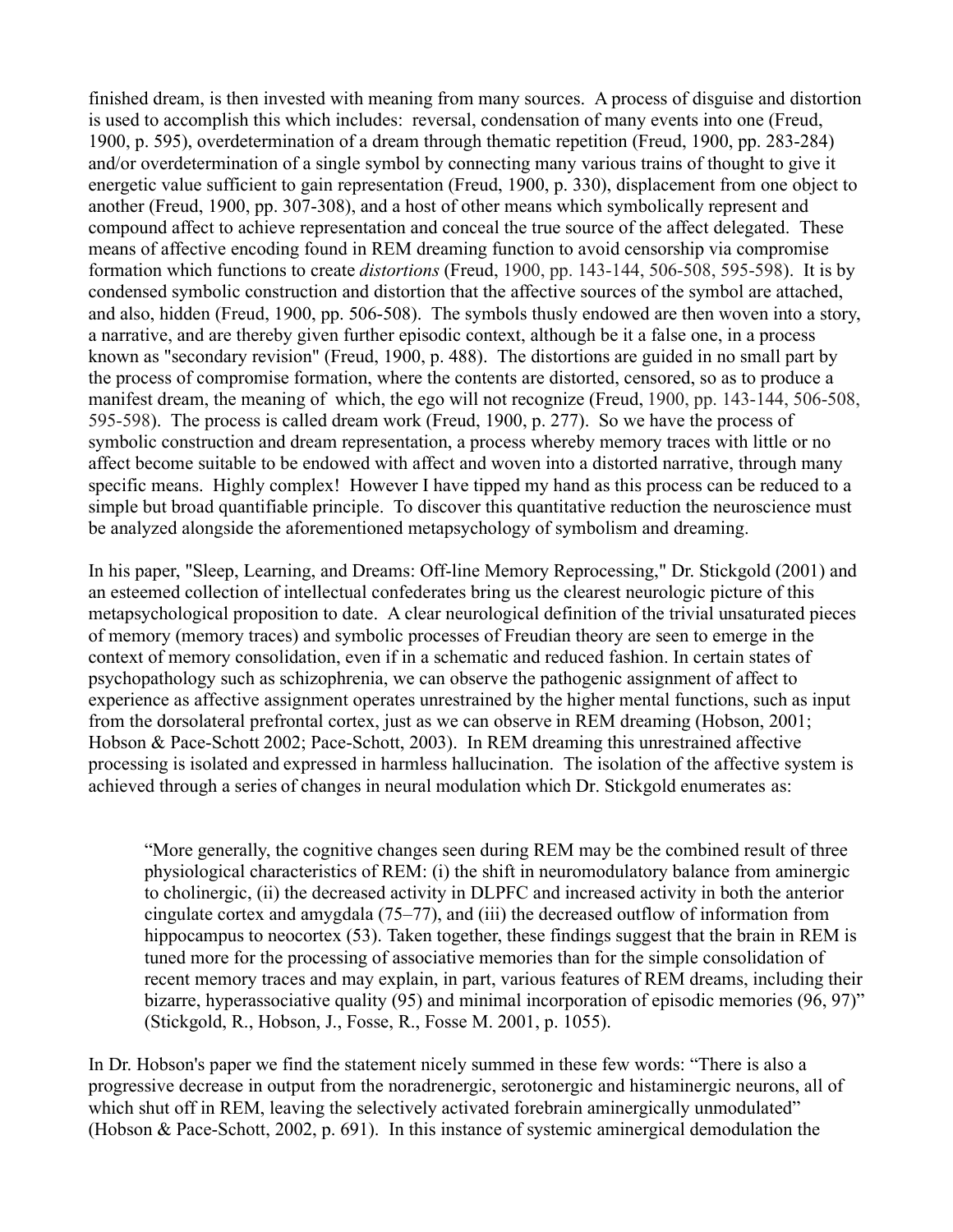finished dream, is then invested with meaning from many sources. A process of disguise and distortion is used to accomplish this which includes: reversal, condensation of many events into one (Freud, 1900, p. 595), overdetermination of a dream through thematic repetition (Freud, 1900, pp. 283-284) and/or overdetermination of a single symbol by connecting many various trains of thought to give it energetic value sufficient to gain representation (Freud, 1900, p. 330), displacement from one object to another (Freud, 1900, pp. 307-308), and a host of other means which symbolically represent and compound affect to achieve representation and conceal the true source of the affect delegated. These means of affective encoding found in REM dreaming function to avoid censorship via compromise formation which functions to create *distortions* (Freud, 1900, pp. 143-144, 506-508, 595-598). It is by condensed symbolic construction and distortion that the affective sources of the symbol are attached, and also, hidden (Freud, 1900, pp. 506-508). The symbols thusly endowed are then woven into a story, a narrative, and are thereby given further episodic context, although be it a false one, in a process known as "secondary revision" (Freud, 1900, p. 488). The distortions are guided in no small part by the process of compromise formation, where the contents are distorted, censored, so as to produce a manifest dream, the meaning of which, the ego will not recognize (Freud, 1900, pp. 143-144, 506-508, 595-598). The process is called dream work (Freud, 1900, p. 277). So we have the process of symbolic construction and dream representation, a process whereby memory traces with little or no affect become suitable to be endowed with affect and woven into a distorted narrative, through many specific means. Highly complex! However I have tipped my hand as this process can be reduced to a simple but broad quantifiable principle. To discover this quantitative reduction the neuroscience must be analyzed alongside the aforementioned metapsychology of symbolism and dreaming.

In his paper, "Sleep, Learning, and Dreams: Off-line Memory Reprocessing," Dr. Stickgold (2001) and an esteemed collection of intellectual confederates bring us the clearest neurologic picture of this metapsychological proposition to date. A clear neurological definition of the trivial unsaturated pieces of memory (memory traces) and symbolic processes of Freudian theory are seen to emerge in the context of memory consolidation, even if in a schematic and reduced fashion. In certain states of psychopathology such as schizophrenia, we can observe the pathogenic assignment of affect to experience as affective assignment operates unrestrained by the higher mental functions, such as input from the dorsolateral prefrontal cortex, just as we can observe in REM dreaming (Hobson, 2001; Hobson & Pace-Schott 2002; Pace-Schott, 2003). In REM dreaming this unrestrained affective processing is isolated and expressed in harmless hallucination. The isolation of the affective system is achieved through a series of changes in neural modulation which Dr. Stickgold enumerates as:

> "More generally, the cognitive changes seen during REM may be the combined result of three physiological characteristics of REM: (i) the shift in neuromodulatory balance from aminergic to cholinergic, (ii) the decreased activity in DLPFC and increased activity in both the anterior cingulate cortex and amygdala (75–77), and (iii) the decreased outflow of information from hippocampus to neocortex (53). Taken together, these findings suggest that the brain in REM is tuned more for the processing of associative memories than for the simple consolidation of recent memory traces and may explain, in part, various features of REM dreams, including their bizarre, hyperassociative quality (95) and minimal incorporation of episodic memories (96, 97)" (Stickgold, R., Hobson, J., Fosse, R., Fosse M. 2001, p. 1055).

In Dr. Hobson's paper we find the statement nicely summed in these few words: "There is also a progressive decrease in output from the noradrenergic, serotonergic and histaminergic neurons, all of which shut off in REM, leaving the selectively activated forebrain aminergically unmodulated" (Hobson & Pace-Schott, 2002, p. 691). In this instance of systemic aminergical demodulation the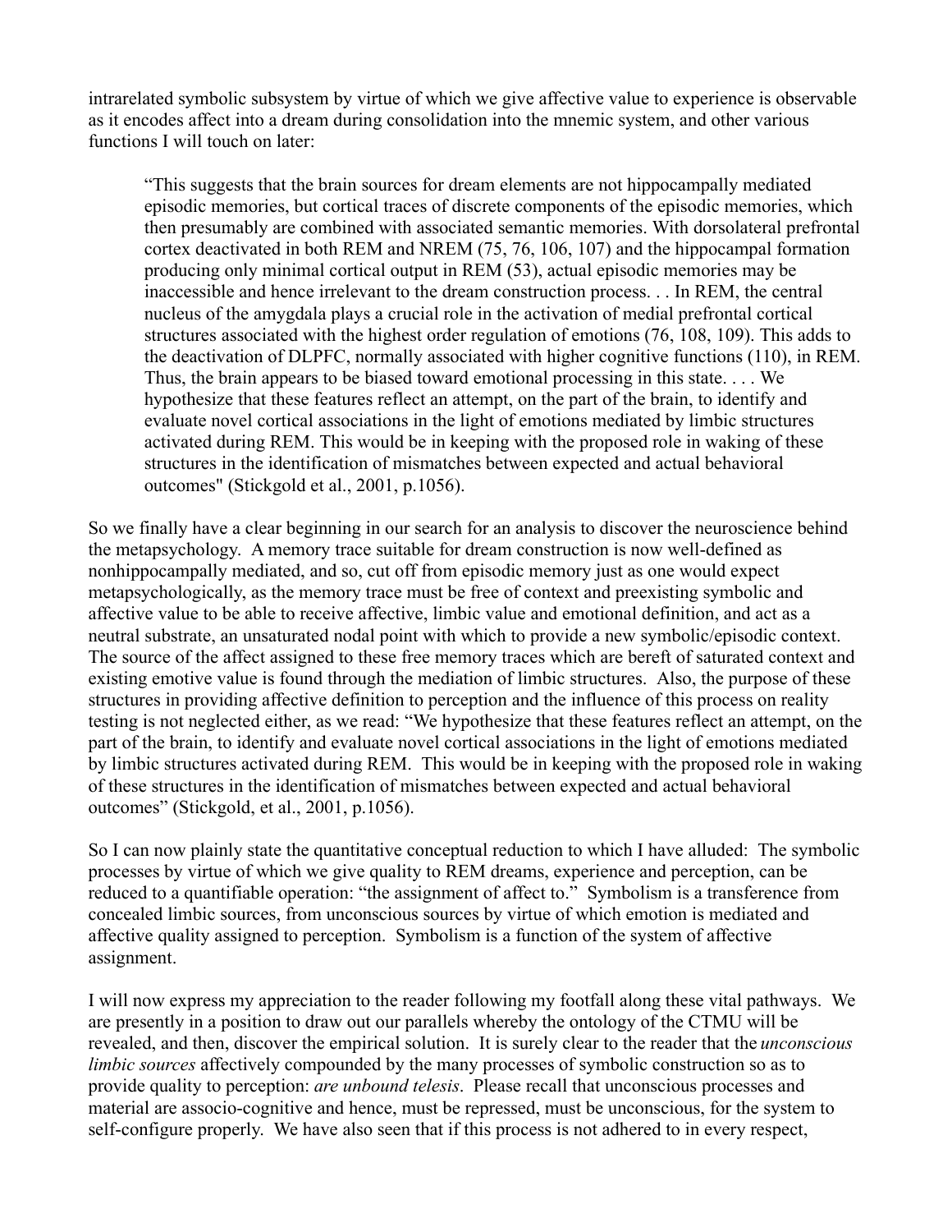intrarelated symbolic subsystem by virtue of which we give affective value to experience is observable as it encodes affect into a dream during consolidation into the mnemic system, and other various functions I will touch on later:

> "This suggests that the brain sources for dream elements are not hippocampally mediated episodic memories, but cortical traces of discrete components of the episodic memories, which then presumably are combined with associated semantic memories. With dorsolateral prefrontal cortex deactivated in both REM and NREM (75, 76, 106, 107) and the hippocampal formation producing only minimal cortical output in REM (53), actual episodic memories may be inaccessible and hence irrelevant to the dream construction process. . . In REM, the central nucleus of the amygdala plays a crucial role in the activation of medial prefrontal cortical structures associated with the highest order regulation of emotions (76, 108, 109). This adds to the deactivation of DLPFC, normally associated with higher cognitive functions (110), in REM. Thus, the brain appears to be biased toward emotional processing in this state. . . . We hypothesize that these features reflect an attempt, on the part of the brain, to identify and evaluate novel cortical associations in the light of emotions mediated by limbic structures activated during REM. This would be in keeping with the proposed role in waking of these structures in the identification of mismatches between expected and actual behavioral outcomes" (Stickgold et al., 2001, p.1056).

So we finally have a clear beginning in our search for an analysis to discover the neuroscience behind the metapsychology. A memory trace suitable for dream construction is now well-defined as nonhippocampally mediated, and so, cut off from episodic memory just as one would expect metapsychologically, as the memory trace must be free of context and preexisting symbolic and affective value to be able to receive affective, limbic value and emotional definition, and act as a neutral substrate, an unsaturated nodal point with which to provide a new symbolic/episodic context. The source of the affect assigned to these free memory traces which are bereft of saturated context and existing emotive value is found through the mediation of limbic structures. Also, the purpose of these structures in providing affective definition to perception and the influence of this process on reality testing is not neglected either, as we read: "We hypothesize that these features reflect an attempt, on the part of the brain, to identify and evaluate novel cortical associations in the light of emotions mediated by limbic structures activated during REM. This would be in keeping with the proposed role in waking of these structures in the identification of mismatches between expected and actual behavioral outcomes" (Stickgold, et al., 2001, p.1056).

So I can now plainly state the quantitative conceptual reduction to which I have alluded: The symbolic processes by virtue of which we give quality to REM dreams, experience and perception, can be reduced to a quantifiable operation: "the assignment of affect to." Symbolism is a transference from concealed limbic sources, from unconscious sources by virtue of which emotion is mediated and affective quality assigned to perception. Symbolism is a function of the system of affective assignment.

I will now express my appreciation to the reader following my footfall along these vital pathways. We are presently in a position to draw out our parallels whereby the ontology of the CTMU will be revealed, and then, discover the empirical solution. It is surely clear to the reader that the *unconscious limbic sources* affectively compounded by the many processes of symbolic construction so as to provide quality to perception: *are unbound telesis*. Please recall that unconscious processes and material are associo-cognitive and hence, must be repressed, must be unconscious, for the system to self-configure properly. We have also seen that if this process is not adhered to in every respect,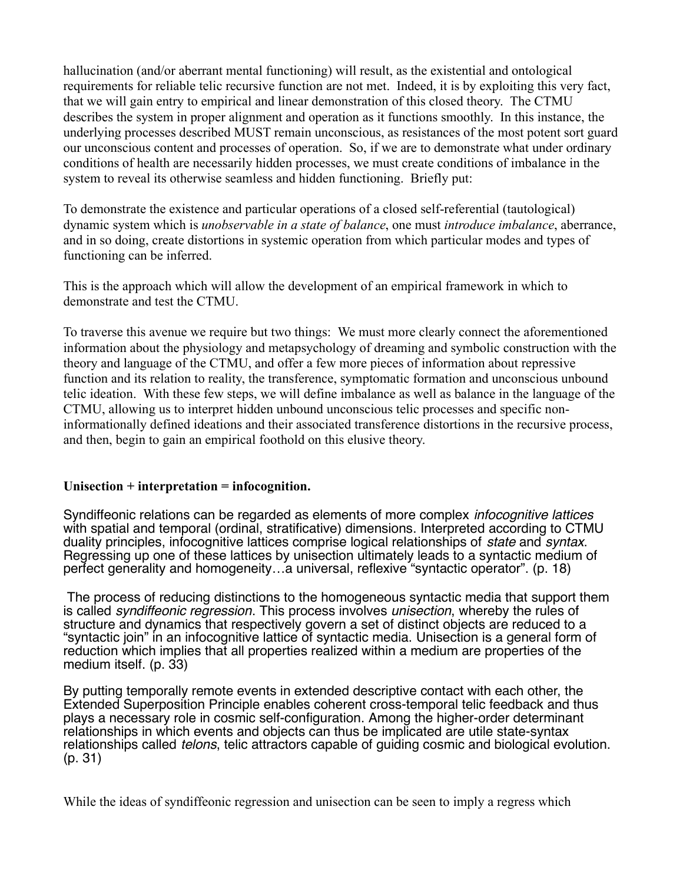hallucination (and/or aberrant mental functioning) will result, as the existential and ontological requirements for reliable telic recursive function are not met. Indeed, it is by exploiting this very fact, that we will gain entry to empirical and linear demonstration of this closed theory. The CTMU describes the system in proper alignment and operation as it functions smoothly. In this instance, the underlying processes described MUST remain unconscious, as resistances of the most potent sort guard our unconscious content and processes of operation. So, if we are to demonstrate what under ordinary conditions of health are necessarily hidden processes, we must create conditions of imbalance in the system to reveal its otherwise seamless and hidden functioning. Briefly put:

To demonstrate the existence and particular operations of a closed self-referential (tautological) dynamic system which is *unobservable in a state of balance*, one must *introduce imbalance*, aberrance, and in so doing, create distortions in systemic operation from which particular modes and types of functioning can be inferred.

This is the approach which will allow the development of an empirical framework in which to demonstrate and test the CTMU.

To traverse this avenue we require but two things: We must more clearly connect the aforementioned information about the physiology and metapsychology of dreaming and symbolic construction with the theory and language of the CTMU, and offer a few more pieces of information about repressive function and its relation to reality, the transference, symptomatic formation and unconscious unbound telic ideation. With these few steps, we will define imbalance as well as balance in the language of the CTMU, allowing us to interpret hidden unbound unconscious telic processes and specific non-informationally defined ideations and their associated transference distortions in the recursive process, and then, begin to gain an empirical foothold on this elusive theory.

**Unisection + interpretation = infocognition.**

Syndiffeonic relations can be regarded as elements of more complex *infocognitive lattices* with spatial and temporal (ordinal, stratificative) dimensions. Interpreted according to CTMU duality principles, infocognitive lattices comprise logical relationships of *state* and *syntax*. Regressing up one of these lattices by unisection ultimately leads to a syntactic medium of perfect generality and homogeneity…a universal, reflexive "syntactic operator". (p. 18)

The process of reducing distinctions to the homogeneous syntactic media that support them is called *syndiffeonic regression*. This process involves *unisection*, whereby the rules of structure and dynamics that respectively govern a set of distinct objects are reduced to a "syntactic join" in an infocognitive lattice of syntactic media. Unisection is a general form of reduction which implies that all properties realized within a medium are properties of the medium itself. (p. 33)

By putting temporally remote events in extended descriptive contact with each other, the Extended Superposition Principle enables coherent cross-temporal telic feedback and thus plays a necessary role in cosmic self-configuration. Among the higher-order determinant relationships in which events and objects can thus be implicated are utile state-syntax relationships called *telons*, telic attractors capable of guiding cosmic and biological evolution. (p. 31)

While the ideas of syndiffeonic regression and unisection can be seen to imply a regress which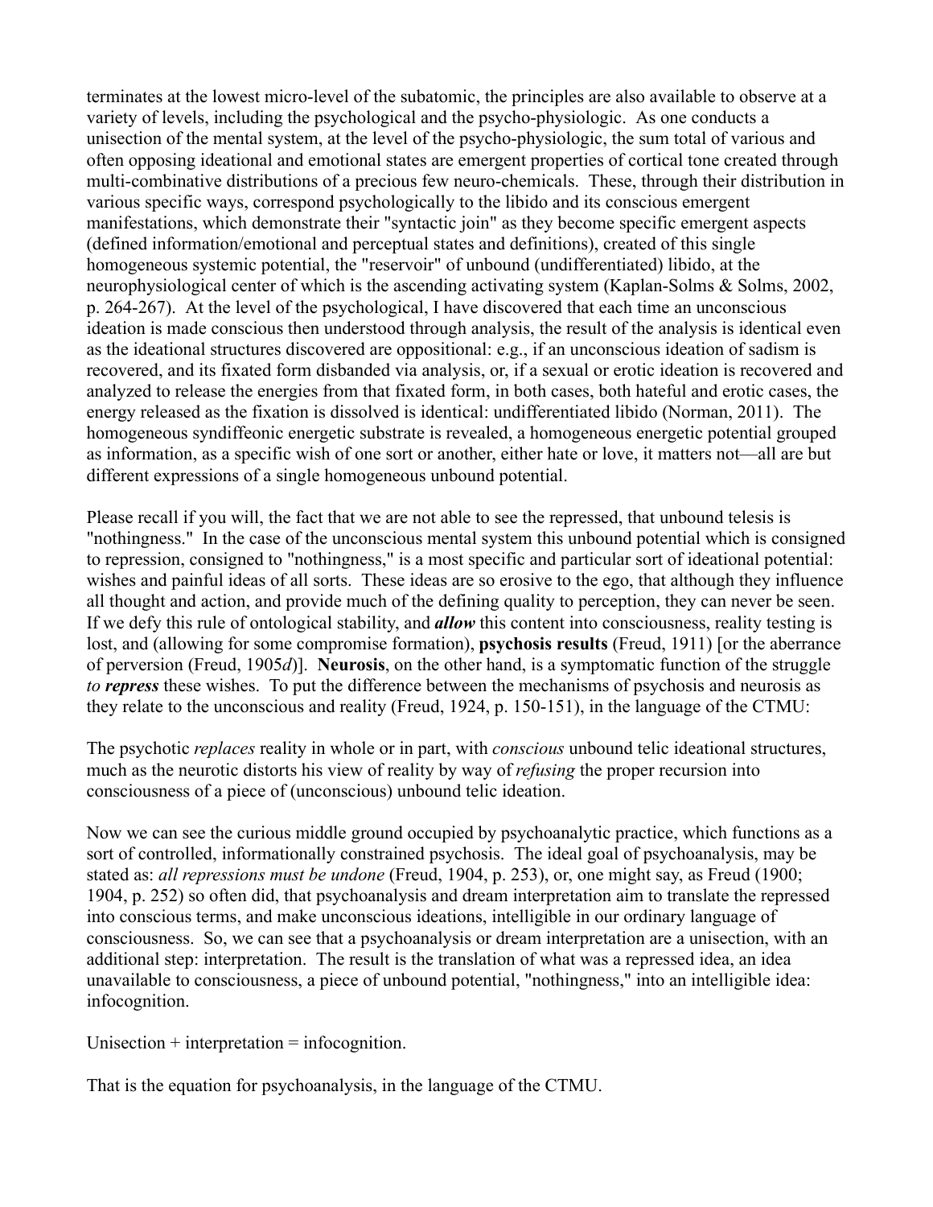terminates at the lowest micro-level of the subatomic, the principles are also available to observe at a variety of levels, including the psychological and the psycho-physiologic. As one conducts a unisection of the mental system, at the level of the psycho-physiologic, the sum total of various and often opposing ideational and emotional states are emergent properties of cortical tone created through multi-combinative distributions of a precious few neuro-chemicals. These, through their distribution in various specific ways, correspond psychologically to the libido and its conscious emergent manifestations, which demonstrate their "syntactic join" as they become specific emergent aspects (defined information/emotional and perceptual states and definitions), created of this single homogeneous systemic potential, the "reservoir" of unbound (undifferentiated) libido, at the neurophysiological center of which is the ascending activating system (Kaplan-Solms & Solms, 2002, p. 264-267). At the level of the psychological, I have discovered that each time an unconscious ideation is made conscious then understood through analysis, the result of the analysis is identical even as the ideational structures discovered are oppositional: e.g., if an unconscious ideation of sadism is recovered, and its fixated form disbanded via analysis, or, if a sexual or erotic ideation is recovered and analyzed to release the energies from that fixated form, in both cases, both hateful and erotic cases, the energy released as the fixation is dissolved is identical: undifferentiated libido (Norman, 2011). The homogeneous syndiffeonic energetic substrate is revealed, a homogeneous energetic potential grouped as information, as a specific wish of one sort or another, either hate or love, it matters not—all are but different expressions of a single homogeneous unbound potential.

Please recall if you will, the fact that we are not able to see the repressed, that unbound telesis is "nothingness." In the case of the unconscious mental system this unbound potential which is consigned to repression, consigned to "nothingness," is a most specific and particular sort of ideational potential: wishes and painful ideas of all sorts. These ideas are so erosive to the ego, that although they influence all thought and action, and provide much of the defining quality to perception, they can never be seen. If we defy this rule of ontological stability, and ***allow*** this content into consciousness, reality testing is lost, and (allowing for some compromise formation), **psychosis results** (Freud, 1911) [or the aberrance of perversion (Freud, 1905*d*)]. **Neurosis**, on the other hand, is a symptomatic function of the struggle *to* ***repress*** these wishes. To put the difference between the mechanisms of psychosis and neurosis as they relate to the unconscious and reality (Freud, 1924, p. 150-151), in the language of the CTMU:

The psychotic *replaces* reality in whole or in part, with *conscious* unbound telic ideational structures, much as the neurotic distorts his view of reality by way of *refusing* the proper recursion into consciousness of a piece of (unconscious) unbound telic ideation.

Now we can see the curious middle ground occupied by psychoanalytic practice, which functions as a sort of controlled, informationally constrained psychosis. The ideal goal of psychoanalysis, may be stated as: *all repressions must be undone* (Freud, 1904, p. 253), or, one might say, as Freud (1900; 1904, p. 252) so often did, that psychoanalysis and dream interpretation aim to translate the repressed into conscious terms, and make unconscious ideations, intelligible in our ordinary language of consciousness. So, we can see that a psychoanalysis or dream interpretation are a unisection, with an additional step: interpretation. The result is the translation of what was a repressed idea, an idea unavailable to consciousness, a piece of unbound potential, "nothingness," into an intelligible idea: infocognition.

Unisection + interpretation = infocognition.

That is the equation for psychoanalysis, in the language of the CTMU.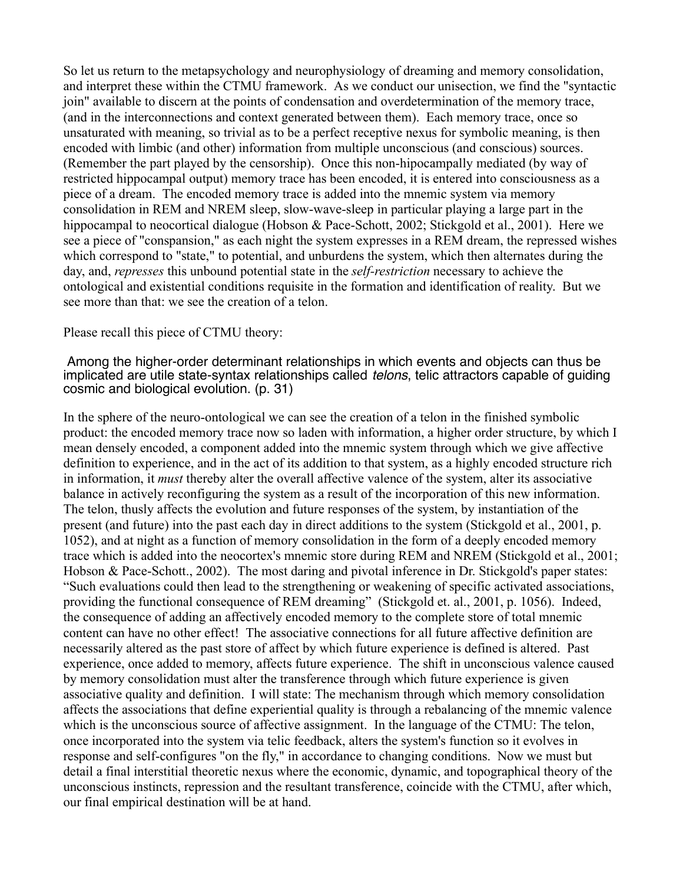So let us return to the metapsychology and neurophysiology of dreaming and memory consolidation, and interpret these within the CTMU framework. As we conduct our unisection, we find the "syntactic join" available to discern at the points of condensation and overdetermination of the memory trace, (and in the interconnections and context generated between them). Each memory trace, once so unsaturated with meaning, so trivial as to be a perfect receptive nexus for symbolic meaning, is then encoded with limbic (and other) information from multiple unconscious (and conscious) sources. (Remember the part played by the censorship). Once this non-hipocampally mediated (by way of restricted hippocampal output) memory trace has been encoded, it is entered into consciousness as a piece of a dream. The encoded memory trace is added into the mnemic system via memory consolidation in REM and NREM sleep, slow-wave-sleep in particular playing a large part in the hippocampal to neocortical dialogue (Hobson & Pace-Schott, 2002; Stickgold et al., 2001). Here we see a piece of "conspansion," as each night the system expresses in a REM dream, the repressed wishes which correspond to "state," to potential, and unburdens the system, which then alternates during the day, and, *represses* this unbound potential state in the *self-restriction* necessary to achieve the ontological and existential conditions requisite in the formation and identification of reality. But we see more than that: we see the creation of a telon.

Please recall this piece of CTMU theory:

> Among the higher-order determinant relationships in which events and objects can thus be implicated are utile state-syntax relationships called *telons*, telic attractors capable of guiding cosmic and biological evolution. (p. 31)

In the sphere of the neuro-ontological we can see the creation of a telon in the finished symbolic product: the encoded memory trace now so laden with information, a higher order structure, by which I mean densely encoded, a component added into the mnemic system through which we give affective definition to experience, and in the act of its addition to that system, as a highly encoded structure rich in information, it *must* thereby alter the overall affective valence of the system, alter its associative balance in actively reconfiguring the system as a result of the incorporation of this new information. The telon, thusly affects the evolution and future responses of the system, by instantiation of the present (and future) into the past each day in direct additions to the system (Stickgold et al., 2001, p. 1052), and at night as a function of memory consolidation in the form of a deeply encoded memory trace which is added into the neocortex's mnemic store during REM and NREM (Stickgold et al., 2001; Hobson & Pace-Schott., 2002). The most daring and pivotal inference in Dr. Stickgold's paper states: "Such evaluations could then lead to the strengthening or weakening of specific activated associations, providing the functional consequence of REM dreaming" (Stickgold et. al., 2001, p. 1056). Indeed, the consequence of adding an affectively encoded memory to the complete store of total mnemic content can have no other effect! The associative connections for all future affective definition are necessarily altered as the past store of affect by which future experience is defined is altered. Past experience, once added to memory, affects future experience. The shift in unconscious valence caused by memory consolidation must alter the transference through which future experience is given associative quality and definition. I will state: The mechanism through which memory consolidation affects the associations that define experiential quality is through a rebalancing of the mnemic valence which is the unconscious source of affective assignment. In the language of the CTMU: The telon, once incorporated into the system via telic feedback, alters the system's function so it evolves in response and self-configures "on the fly," in accordance to changing conditions. Now we must but detail a final interstitial theoretic nexus where the economic, dynamic, and topographical theory of the unconscious instincts, repression and the resultant transference, coincide with the CTMU, after which, our final empirical destination will be at hand.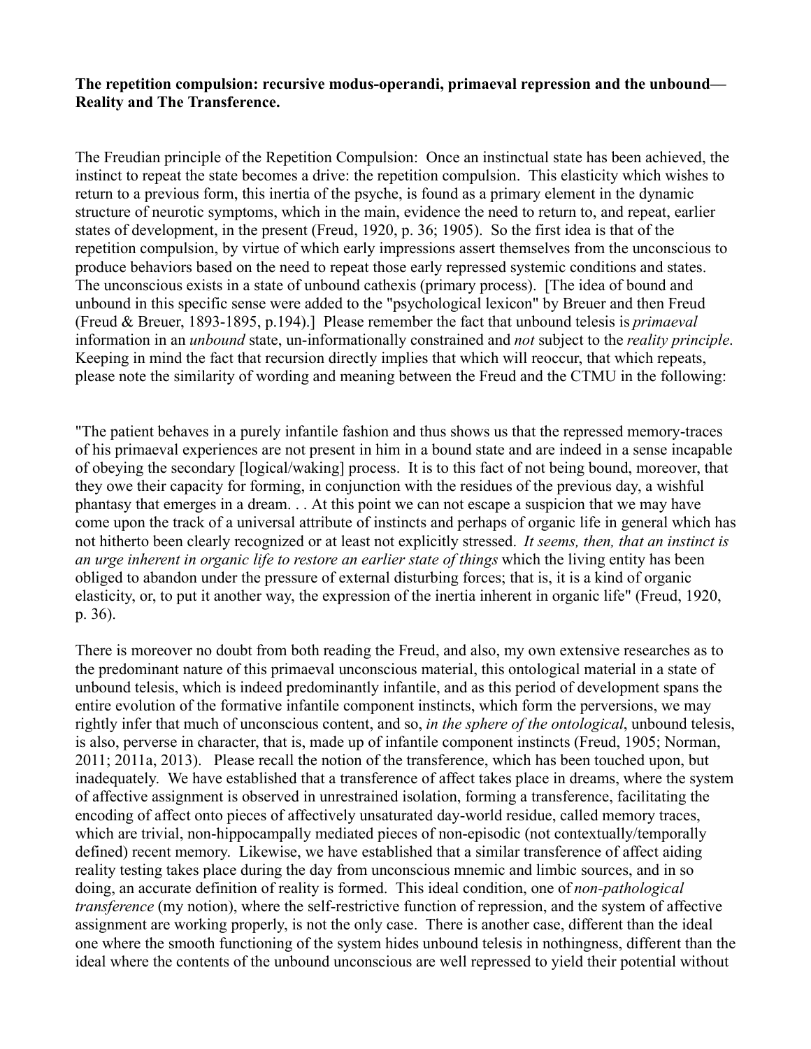**The repetition compulsion: recursive modus-operandi, primaeval repression and the unbound—Reality and The Transference.**

The Freudian principle of the Repetition Compulsion: Once an instinctual state has been achieved, the instinct to repeat the state becomes a drive: the repetition compulsion. This elasticity which wishes to return to a previous form, this inertia of the psyche, is found as a primary element in the dynamic structure of neurotic symptoms, which in the main, evidence the need to return to, and repeat, earlier states of development, in the present (Freud, 1920, p. 36; 1905). So the first idea is that of the repetition compulsion, by virtue of which early impressions assert themselves from the unconscious to produce behaviors based on the need to repeat those early repressed systemic conditions and states. The unconscious exists in a state of unbound cathexis (primary process). [The idea of bound and unbound in this specific sense were added to the "psychological lexicon" by Breuer and then Freud (Freud & Breuer, 1893-1895, p.194).] Please remember the fact that unbound telesis is *primaeval* information in an *unbound* state, un-informationally constrained and *not* subject to the *reality principle*. Keeping in mind the fact that recursion directly implies that which will reoccur, that which repeats, please note the similarity of wording and meaning between the Freud and the CTMU in the following:

"The patient behaves in a purely infantile fashion and thus shows us that the repressed memory-traces of his primaeval experiences are not present in him in a bound state and are indeed in a sense incapable of obeying the secondary [logical/waking] process. It is to this fact of not being bound, moreover, that they owe their capacity for forming, in conjunction with the residues of the previous day, a wishful phantasy that emerges in a dream. . . At this point we can not escape a suspicion that we may have come upon the track of a universal attribute of instincts and perhaps of organic life in general which has not hitherto been clearly recognized or at least not explicitly stressed. *It seems, then, that an instinct is an urge inherent in organic life to restore an earlier state of things* which the living entity has been obliged to abandon under the pressure of external disturbing forces; that is, it is a kind of organic elasticity, or, to put it another way, the expression of the inertia inherent in organic life" (Freud, 1920, p. 36).

There is moreover no doubt from both reading the Freud, and also, my own extensive researches as to the predominant nature of this primaeval unconscious material, this ontological material in a state of unbound telesis, which is indeed predominantly infantile, and as this period of development spans the entire evolution of the formative infantile component instincts, which form the perversions, we may rightly infer that much of unconscious content, and so, *in the sphere of the ontological*, unbound telesis, is also, perverse in character, that is, made up of infantile component instincts (Freud, 1905; Norman, 2011; 2011a, 2013). Please recall the notion of the transference, which has been touched upon, but inadequately. We have established that a transference of affect takes place in dreams, where the system of affective assignment is observed in unrestrained isolation, forming a transference, facilitating the encoding of affect onto pieces of affectively unsaturated day-world residue, called memory traces, which are trivial, non-hippocampally mediated pieces of non-episodic (not contextually/temporally defined) recent memory. Likewise, we have established that a similar transference of affect aiding reality testing takes place during the day from unconscious mnemic and limbic sources, and in so doing, an accurate definition of reality is formed. This ideal condition, one of *non-pathological transference* (my notion), where the self-restrictive function of repression, and the system of affective assignment are working properly, is not the only case. There is another case, different than the ideal one where the smooth functioning of the system hides unbound telesis in nothingness, different than the ideal where the contents of the unbound unconscious are well repressed to yield their potential without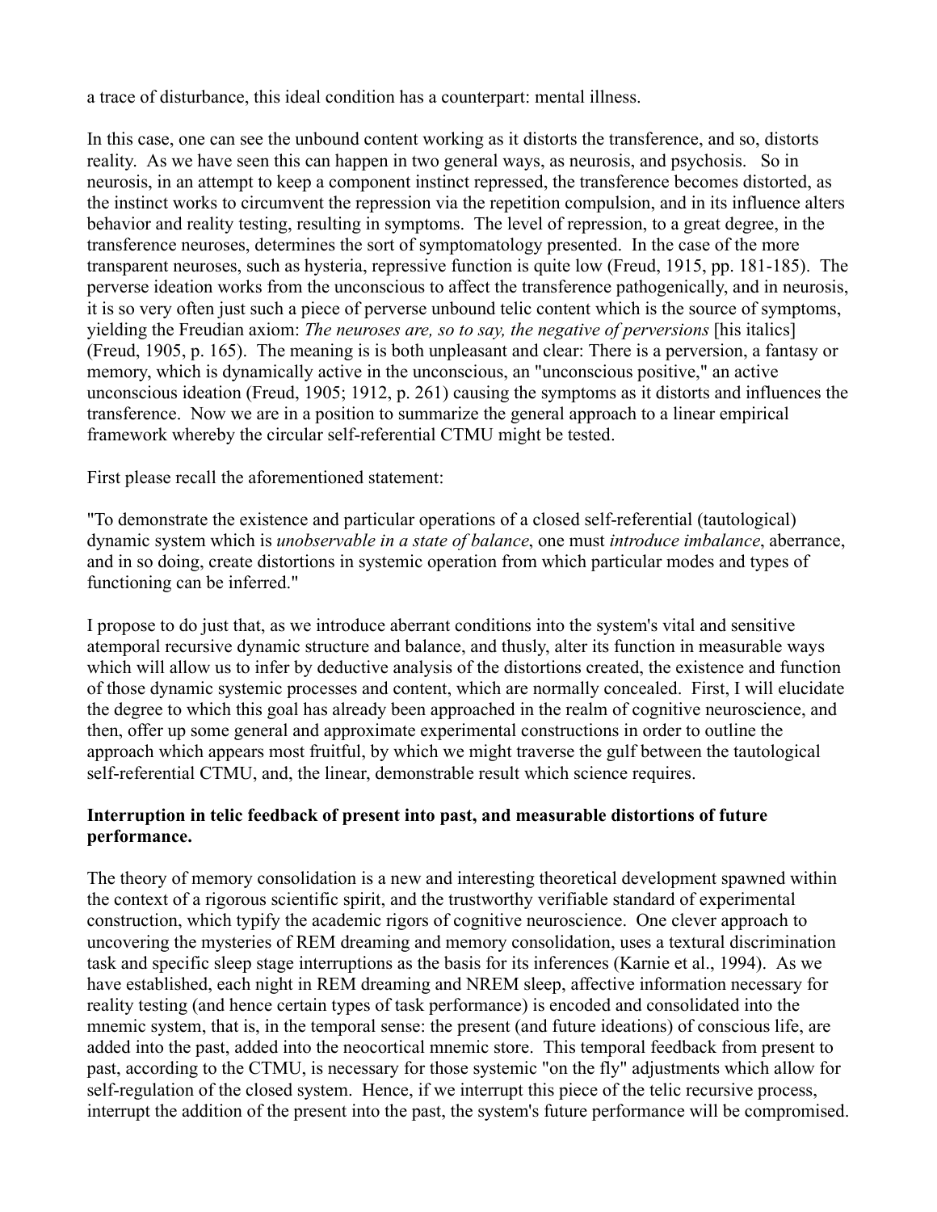a trace of disturbance, this ideal condition has a counterpart: mental illness.

In this case, one can see the unbound content working as it distorts the transference, and so, distorts reality. As we have seen this can happen in two general ways, as neurosis, and psychosis. So in neurosis, in an attempt to keep a component instinct repressed, the transference becomes distorted, as the instinct works to circumvent the repression via the repetition compulsion, and in its influence alters behavior and reality testing, resulting in symptoms. The level of repression, to a great degree, in the transference neuroses, determines the sort of symptomatology presented. In the case of the more transparent neuroses, such as hysteria, repressive function is quite low (Freud, 1915, pp. 181-185). The perverse ideation works from the unconscious to affect the transference pathogenically, and in neurosis, it is so very often just such a piece of perverse unbound telic content which is the source of symptoms, yielding the Freudian axiom: *The neuroses are, so to say, the negative of perversions* [his italics] (Freud, 1905, p. 165). The meaning is is both unpleasant and clear: There is a perversion, a fantasy or memory, which is dynamically active in the unconscious, an "unconscious positive," an active unconscious ideation (Freud, 1905; 1912, p. 261) causing the symptoms as it distorts and influences the transference. Now we are in a position to summarize the general approach to a linear empirical framework whereby the circular self-referential CTMU might be tested.

First please recall the aforementioned statement:

"To demonstrate the existence and particular operations of a closed self-referential (tautological) dynamic system which is *unobservable in a state of balance*, one must *introduce imbalance*, aberrance, and in so doing, create distortions in systemic operation from which particular modes and types of functioning can be inferred."

I propose to do just that, as we introduce aberrant conditions into the system's vital and sensitive atemporal recursive dynamic structure and balance, and thusly, alter its function in measurable ways which will allow us to infer by deductive analysis of the distortions created, the existence and function of those dynamic systemic processes and content, which are normally concealed. First, I will elucidate the degree to which this goal has already been approached in the realm of cognitive neuroscience, and then, offer up some general and approximate experimental constructions in order to outline the approach which appears most fruitful, by which we might traverse the gulf between the tautological self-referential CTMU, and, the linear, demonstrable result which science requires.

**Interruption in telic feedback of present into past, and measurable distortions of future performance.**

The theory of memory consolidation is a new and interesting theoretical development spawned within the context of a rigorous scientific spirit, and the trustworthy verifiable standard of experimental construction, which typify the academic rigors of cognitive neuroscience. One clever approach to uncovering the mysteries of REM dreaming and memory consolidation, uses a textural discrimination task and specific sleep stage interruptions as the basis for its inferences (Karnie et al., 1994). As we have established, each night in REM dreaming and NREM sleep, affective information necessary for reality testing (and hence certain types of task performance) is encoded and consolidated into the mnemic system, that is, in the temporal sense: the present (and future ideations) of conscious life, are added into the past, added into the neocortical mnemic store. This temporal feedback from present to past, according to the CTMU, is necessary for those systemic "on the fly" adjustments which allow for self-regulation of the closed system. Hence, if we interrupt this piece of the telic recursive process, interrupt the addition of the present into the past, the system's future performance will be compromised.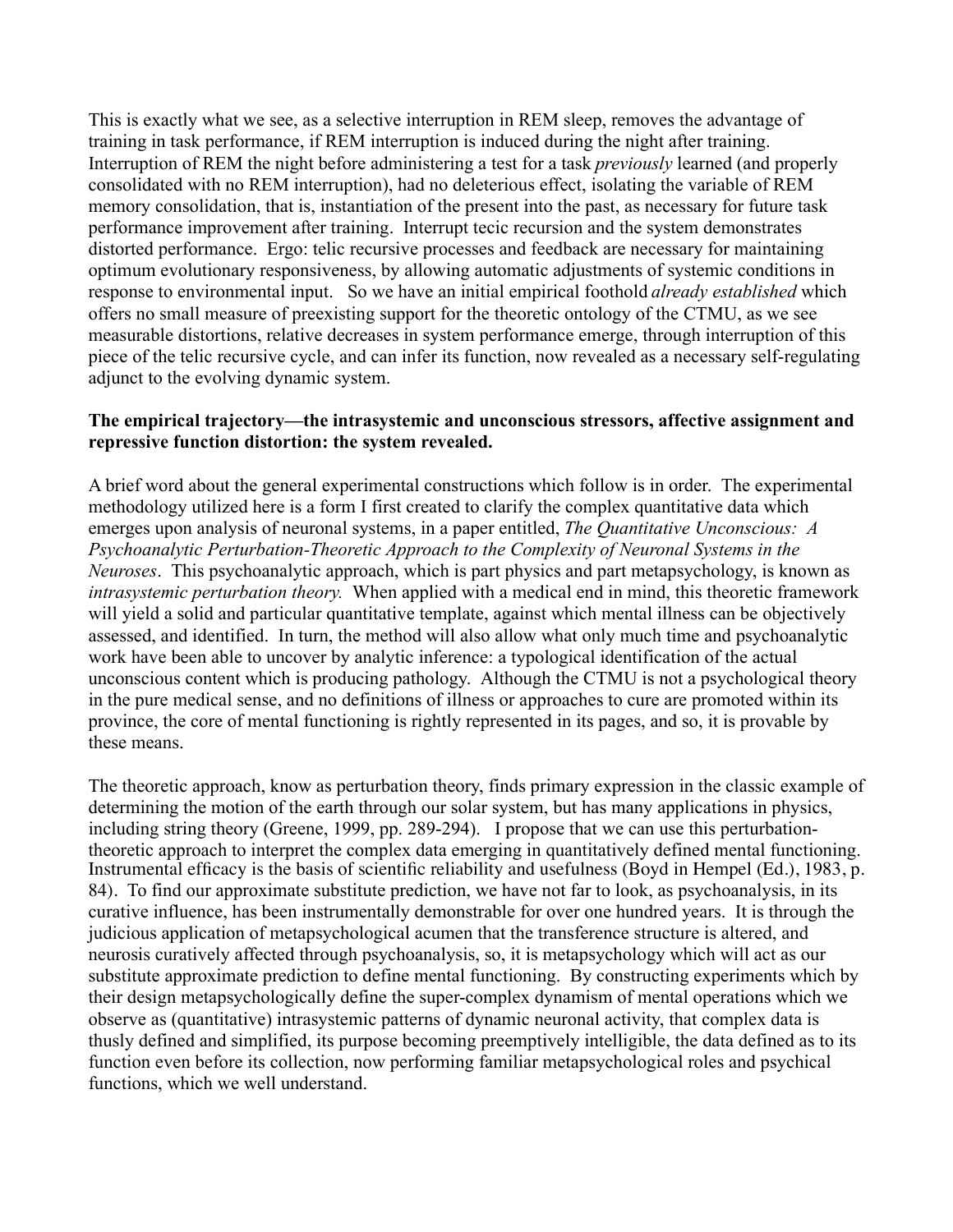This is exactly what we see, as a selective interruption in REM sleep, removes the advantage of training in task performance, if REM interruption is induced during the night after training. Interruption of REM the night before administering a test for a task *previously* learned (and properly consolidated with no REM interruption), had no deleterious effect, isolating the variable of REM memory consolidation, that is, instantiation of the present into the past, as necessary for future task performance improvement after training. Interrupt tecic recursion and the system demonstrates distorted performance. Ergo: telic recursive processes and feedback are necessary for maintaining optimum evolutionary responsiveness, by allowing automatic adjustments of systemic conditions in response to environmental input. So we have an initial empirical foothold *already established* which offers no small measure of preexisting support for the theoretic ontology of the CTMU, as we see measurable distortions, relative decreases in system performance emerge, through interruption of this piece of the telic recursive cycle, and can infer its function, now revealed as a necessary self-regulating adjunct to the evolving dynamic system.

**The empirical trajectory—the intrasystemic and unconscious stressors, affective assignment and repressive function distortion: the system revealed.**

A brief word about the general experimental constructions which follow is in order. The experimental methodology utilized here is a form I first created to clarify the complex quantitative data which emerges upon analysis of neuronal systems, in a paper entitled, *The Quantitative Unconscious: A Psychoanalytic Perturbation-Theoretic Approach to the Complexity of Neuronal Systems in the Neuroses*. This psychoanalytic approach, which is part physics and part metapsychology, is known as *intrasystemic perturbation theory.* When applied with a medical end in mind, this theoretic framework will yield a solid and particular quantitative template, against which mental illness can be objectively assessed, and identified. In turn, the method will also allow what only much time and psychoanalytic work have been able to uncover by analytic inference: a typological identification of the actual unconscious content which is producing pathology. Although the CTMU is not a psychological theory in the pure medical sense, and no definitions of illness or approaches to cure are promoted within its province, the core of mental functioning is rightly represented in its pages, and so, it is provable by these means.

The theoretic approach, know as perturbation theory, finds primary expression in the classic example of determining the motion of the earth through our solar system, but has many applications in physics, including string theory (Greene, 1999, pp. 289-294). I propose that we can use this perturbation-theoretic approach to interpret the complex data emerging in quantitatively defined mental functioning. Instrumental efficacy is the basis of scientific reliability and usefulness (Boyd in Hempel (Ed.), 1983, p. 84). To find our approximate substitute prediction, we have not far to look, as psychoanalysis, in its curative influence, has been instrumentally demonstrable for over one hundred years. It is through the judicious application of metapsychological acumen that the transference structure is altered, and neurosis curatively affected through psychoanalysis, so, it is metapsychology which will act as our substitute approximate prediction to define mental functioning. By constructing experiments which by their design metapsychologically define the super-complex dynamism of mental operations which we observe as (quantitative) intrasystemic patterns of dynamic neuronal activity, that complex data is thusly defined and simplified, its purpose becoming preemptively intelligible, the data defined as to its function even before its collection, now performing familiar metapsychological roles and psychical functions, which we well understand.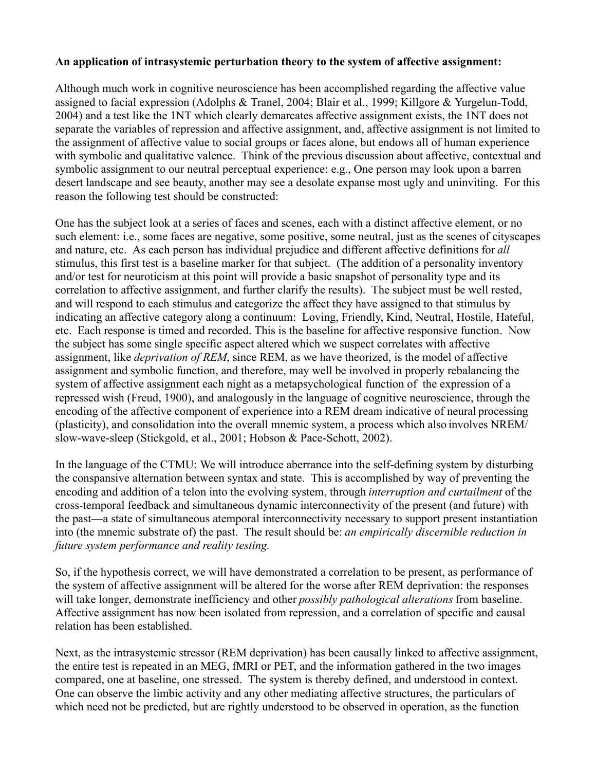**An application of intrasystemic perturbation theory to the system of affective assignment:**

Although much work in cognitive neuroscience has been accomplished regarding the affective value assigned to facial expression (Adolphs & Tranel, 2004; Blair et al., 1999; Killgore & Yurgelun-Todd, 2004) and a test like the 1NT which clearly demarcates affective assignment exists, the 1NT does not separate the variables of repression and affective assignment, and, affective assignment is not limited to the assignment of affective value to social groups or faces alone, but endows all of human experience with symbolic and qualitative valence. Think of the previous discussion about affective, contextual and symbolic assignment to our neutral perceptual experience: e.g., One person may look upon a barren desert landscape and see beauty, another may see a desolate expanse most ugly and uninviting. For this reason the following test should be constructed:

One has the subject look at a series of faces and scenes, each with a distinct affective element, or no such element: i.e., some faces are negative, some positive, some neutral, just as the scenes of cityscapes and nature, etc. As each person has individual prejudice and different affective definitions for *all* stimulus, this first test is a baseline marker for that subject. (The addition of a personality inventory and/or test for neuroticism at this point will provide a basic snapshot of personality type and its correlation to affective assignment, and further clarify the results). The subject must be well rested, and will respond to each stimulus and categorize the affect they have assigned to that stimulus by indicating an affective category along a continuum: Loving, Friendly, Kind, Neutral, Hostile, Hateful, etc. Each response is timed and recorded. This is the baseline for affective responsive function. Now the subject has some single specific aspect altered which we suspect correlates with affective assignment, like *deprivation of REM*, since REM, as we have theorized, is the model of affective assignment and symbolic function, and therefore, may well be involved in properly rebalancing the system of affective assignment each night as a metapsychological function of the expression of a repressed wish (Freud, 1900), and analogously in the language of cognitive neuroscience, through the encoding of the affective component of experience into a REM dream indicative of neural processing (plasticity), and consolidation into the overall mnemic system, a process which also involves NREM/ slow-wave-sleep (Stickgold, et al., 2001; Hobson & Pace-Schott, 2002).

In the language of the CTMU: We will introduce aberrance into the self-defining system by disturbing the conspansive alternation between syntax and state. This is accomplished by way of preventing the encoding and addition of a telon into the evolving system, through *interruption and curtailment* of the cross-temporal feedback and simultaneous dynamic interconnectivity of the present (and future) with the past—a state of simultaneous atemporal interconnectivity necessary to support present instantiation into (the mnemic substrate of) the past. The result should be: *an empirically discernible reduction in future system performance and reality testing.*

So, if the hypothesis correct, we will have demonstrated a correlation to be present, as performance of the system of affective assignment will be altered for the worse after REM deprivation: the responses will take longer, demonstrate inefficiency and other *possibly pathological alterations* from baseline. Affective assignment has now been isolated from repression, and a correlation of specific and causal relation has been established.

Next, as the intrasystemic stressor (REM deprivation) has been causally linked to affective assignment, the entire test is repeated in an MEG, fMRI or PET, and the information gathered in the two images compared, one at baseline, one stressed. The system is thereby defined, and understood in context. One can observe the limbic activity and any other mediating affective structures, the particulars of which need not be predicted, but are rightly understood to be observed in operation, as the function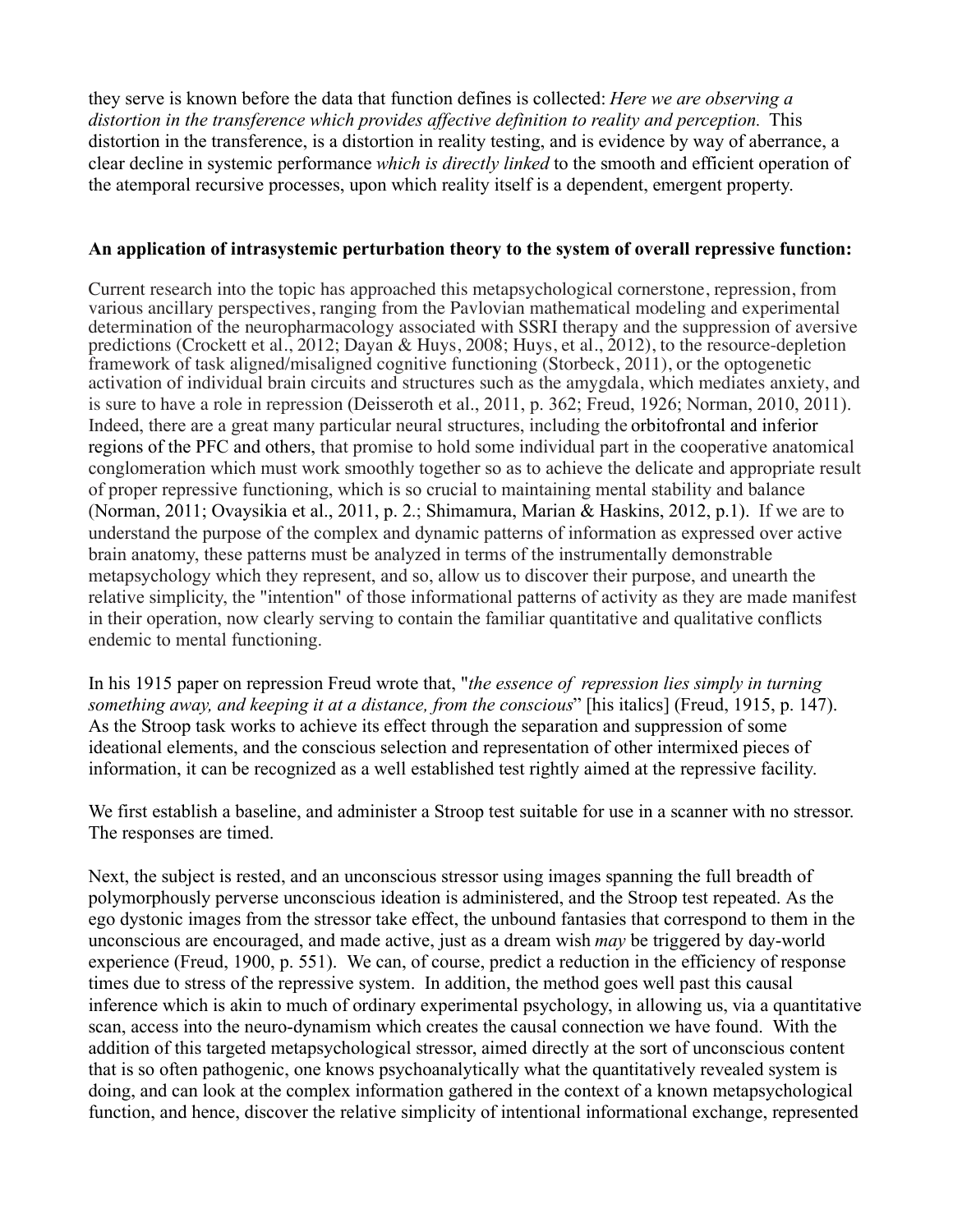they serve is known before the data that function defines is collected: *Here we are observing a distortion in the transference which provides affective definition to reality and perception.* This distortion in the transference, is a distortion in reality testing, and is evidence by way of aberrance, a clear decline in systemic performance *which is directly linked* to the smooth and efficient operation of the atemporal recursive processes, upon which reality itself is a dependent, emergent property.

**An application of intrasystemic perturbation theory to the system of overall repressive function:**

Current research into the topic has approached this metapsychological cornerstone, repression, from various ancillary perspectives, ranging from the Pavlovian mathematical modeling and experimental determination of the neuropharmacology associated with SSRI therapy and the suppression of aversive predictions (Crockett et al., 2012; Dayan & Huys, 2008; Huys, et al., 2012), to the resource-depletion framework of task aligned/misaligned cognitive functioning (Storbeck, 2011), or the optogenetic activation of individual brain circuits and structures such as the amygdala, which mediates anxiety, and is sure to have a role in repression (Deisseroth et al., 2011, p. 362; Freud, 1926; Norman, 2010, 2011). Indeed, there are a great many particular neural structures, including the orbitofrontal and inferior regions of the PFC and others, that promise to hold some individual part in the cooperative anatomical conglomeration which must work smoothly together so as to achieve the delicate and appropriate result of proper repressive functioning, which is so crucial to maintaining mental stability and balance (Norman, 2011; Ovaysikia et al., 2011, p. 2.; Shimamura, Marian & Haskins, 2012, p.1). If we are to understand the purpose of the complex and dynamic patterns of information as expressed over active brain anatomy, these patterns must be analyzed in terms of the instrumentally demonstrable metapsychology which they represent, and so, allow us to discover their purpose, and unearth the relative simplicity, the "intention" of those informational patterns of activity as they are made manifest in their operation, now clearly serving to contain the familiar quantitative and qualitative conflicts endemic to mental functioning.

In his 1915 paper on repression Freud wrote that, "*the essence of repression lies simply in turning something away, and keeping it at a distance, from the conscious*" [his italics] (Freud, 1915, p. 147). As the Stroop task works to achieve its effect through the separation and suppression of some ideational elements, and the conscious selection and representation of other intermixed pieces of information, it can be recognized as a well established test rightly aimed at the repressive facility.

We first establish a baseline, and administer a Stroop test suitable for use in a scanner with no stressor. The responses are timed.

Next, the subject is rested, and an unconscious stressor using images spanning the full breadth of polymorphously perverse unconscious ideation is administered, and the Stroop test repeated. As the ego dystonic images from the stressor take effect, the unbound fantasies that correspond to them in the unconscious are encouraged, and made active, just as a dream wish *may* be triggered by day-world experience (Freud, 1900, p. 551). We can, of course, predict a reduction in the efficiency of response times due to stress of the repressive system. In addition, the method goes well past this causal inference which is akin to much of ordinary experimental psychology, in allowing us, via a quantitative scan, access into the neuro-dynamism which creates the causal connection we have found. With the addition of this targeted metapsychological stressor, aimed directly at the sort of unconscious content that is so often pathogenic, one knows psychoanalytically what the quantitatively revealed system is doing, and can look at the complex information gathered in the context of a known metapsychological function, and hence, discover the relative simplicity of intentional informational exchange, represented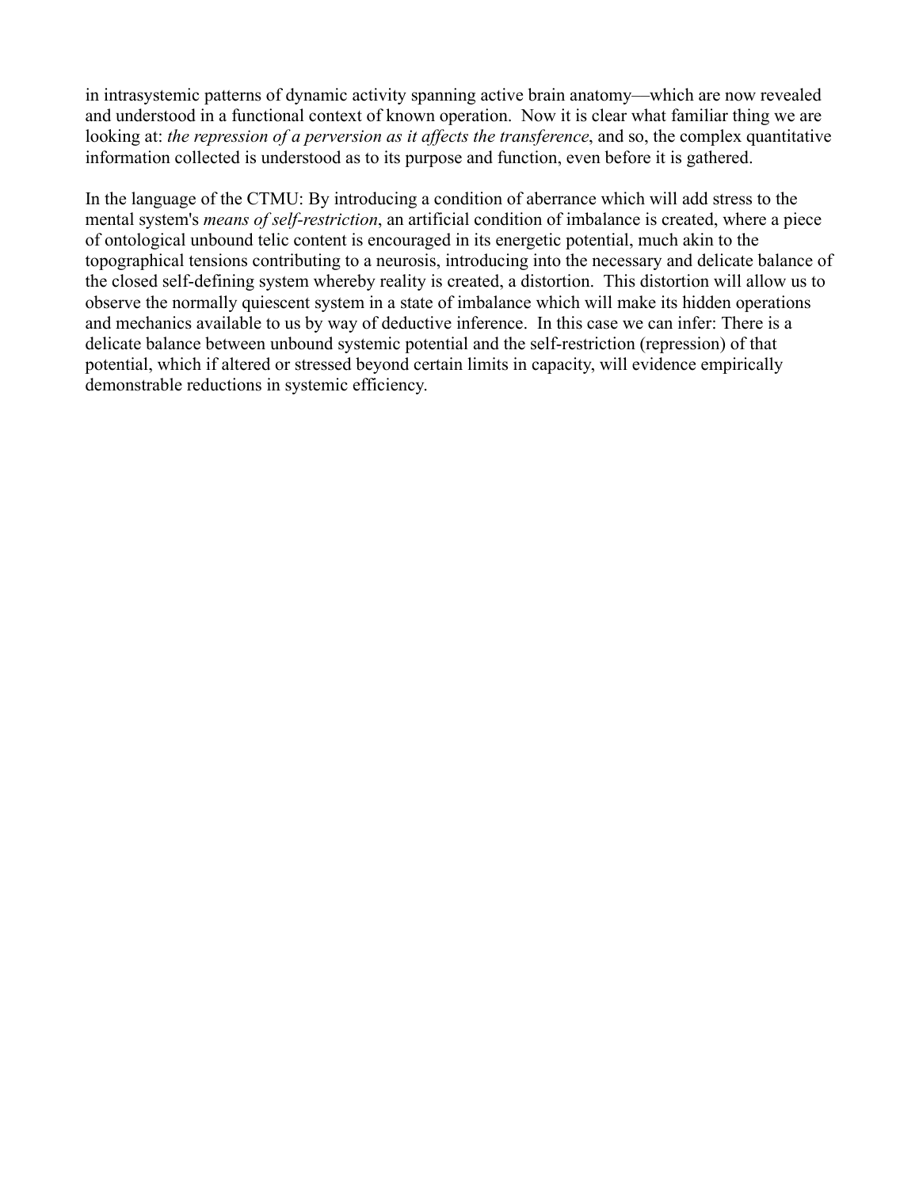in intrasystemic patterns of dynamic activity spanning active brain anatomy—which are now revealed and understood in a functional context of known operation. Now it is clear what familiar thing we are looking at: *the repression of a perversion as it affects the transference*, and so, the complex quantitative information collected is understood as to its purpose and function, even before it is gathered.

In the language of the CTMU: By introducing a condition of aberrance which will add stress to the mental system's *means of self-restriction*, an artificial condition of imbalance is created, where a piece of ontological unbound telic content is encouraged in its energetic potential, much akin to the topographical tensions contributing to a neurosis, introducing into the necessary and delicate balance of the closed self-defining system whereby reality is created, a distortion. This distortion will allow us to observe the normally quiescent system in a state of imbalance which will make its hidden operations and mechanics available to us by way of deductive inference. In this case we can infer: There is a delicate balance between unbound systemic potential and the self-restriction (repression) of that potential, which if altered or stressed beyond certain limits in capacity, will evidence empirically demonstrable reductions in systemic efficiency.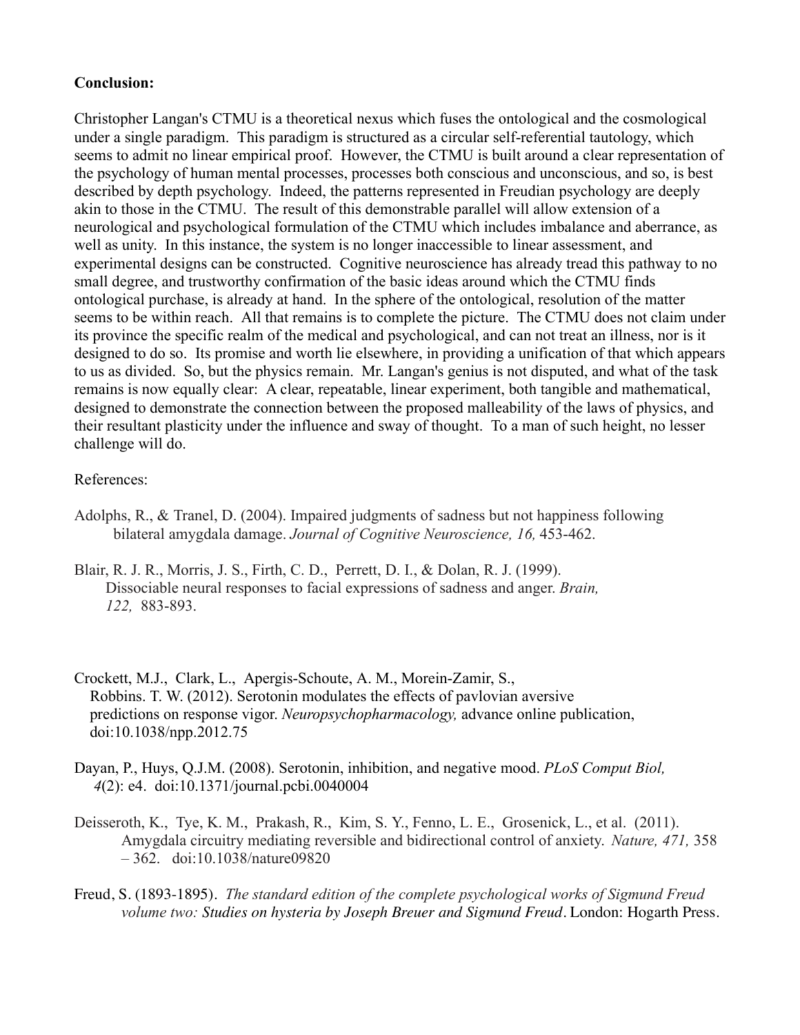**Conclusion:**

Christopher Langan's CTMU is a theoretical nexus which fuses the ontological and the cosmological under a single paradigm. This paradigm is structured as a circular self-referential tautology, which seems to admit no linear empirical proof. However, the CTMU is built around a clear representation of the psychology of human mental processes, processes both conscious and unconscious, and so, is best described by depth psychology. Indeed, the patterns represented in Freudian psychology are deeply akin to those in the CTMU. The result of this demonstrable parallel will allow extension of a neurological and psychological formulation of the CTMU which includes imbalance and aberrance, as well as unity. In this instance, the system is no longer inaccessible to linear assessment, and experimental designs can be constructed. Cognitive neuroscience has already tread this pathway to no small degree, and trustworthy confirmation of the basic ideas around which the CTMU finds ontological purchase, is already at hand. In the sphere of the ontological, resolution of the matter seems to be within reach. All that remains is to complete the picture. The CTMU does not claim under its province the specific realm of the medical and psychological, and can not treat an illness, nor is it designed to do so. Its promise and worth lie elsewhere, in providing a unification of that which appears to us as divided. So, but the physics remain. Mr. Langan's genius is not disputed, and what of the task remains is now equally clear: A clear, repeatable, linear experiment, both tangible and mathematical, designed to demonstrate the connection between the proposed malleability of the laws of physics, and their resultant plasticity under the influence and sway of thought. To a man of such height, no lesser challenge will do.

References:

Adolphs, R., & Tranel, D. (2004). Impaired judgments of sadness but not happiness following bilateral amygdala damage. *Journal of Cognitive Neuroscience, 16,* 453-462.

Blair, R. J. R., Morris, J. S., Firth, C. D., Perrett, D. I., & Dolan, R. J. (1999). Dissociable neural responses to facial expressions of sadness and anger. *Brain, 122,* 883-893.

Crockett, M.J., Clark, L., Apergis-Schoute, A. M., Morein-Zamir, S., Robbins. T. W. (2012). Serotonin modulates the effects of pavlovian aversive predictions on response vigor. *Neuropsychopharmacology,* advance online publication, doi:10.1038/npp.2012.75

Dayan, P., Huys, Q.J.M. (2008). Serotonin, inhibition, and negative mood. *PLoS Comput Biol, 4*(2): e4. doi:10.1371/journal.pcbi.0040004

Deisseroth, K., Tye, K. M., Prakash, R., Kim, S. Y., Fenno, L. E., Grosenick, L., et al. (2011). Amygdala circuitry mediating reversible and bidirectional control of anxiety. *Nature, 471,* 358 – 362. doi:10.1038/nature09820

Freud, S. (1893-1895). *The standard edition of the complete psychological works of Sigmund Freud volume two: Studies on hysteria by Joseph Breuer and Sigmund Freud*. London: Hogarth Press.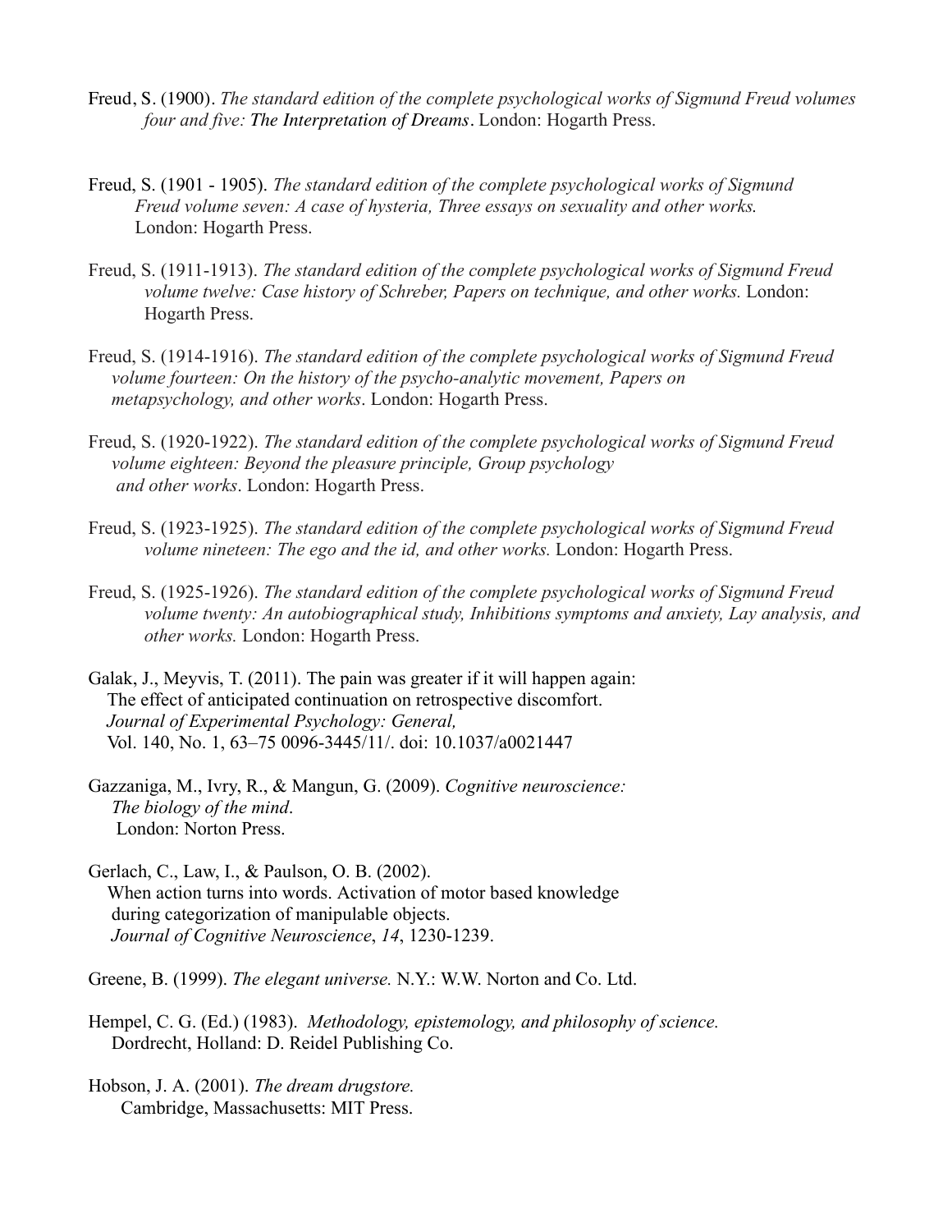Freud, S. (1900). *The standard edition of the complete psychological works of Sigmund Freud volumes four and five: **The Interpretation of Dreams***. London: Hogarth Press.

Freud, S. (1901 - 1905). *The standard edition of the complete psychological works of Sigmund Freud volume seven: A case of hysteria, Three essays on sexuality and other works.* London: Hogarth Press.

Freud, S. (1911-1913). *The standard edition of the complete psychological works of Sigmund Freud volume twelve: Case history of Schreber, Papers on technique, and other works.* London: Hogarth Press.

Freud, S. (1914-1916). *The standard edition of the complete psychological works of Sigmund Freud volume fourteen: On the history of the psycho-analytic movement, Papers on metapsychology, and other works*. London: Hogarth Press.

Freud, S. (1920-1922). *The standard edition of the complete psychological works of Sigmund Freud volume eighteen: Beyond the pleasure principle, Group psychology and other works*. London: Hogarth Press.

Freud, S. (1923-1925). *The standard edition of the complete psychological works of Sigmund Freud volume nineteen: The ego and the id, and other works.* London: Hogarth Press.

Freud, S. (1925-1926). *The standard edition of the complete psychological works of Sigmund Freud volume twenty: An autobiographical study, Inhibitions symptoms and anxiety, Lay analysis, and other works.* London: Hogarth Press.

Galak, J., Meyvis, T. (2011). The pain was greater if it will happen again: The effect of anticipated continuation on retrospective discomfort. *Journal of Experimental Psychology: General,* Vol. 140, No. 1, 63–75 0096-3445/11/. doi: 10.1037/a0021447

Gazzaniga, M., Ivry, R., & Mangun, G. (2009). *Cognitive neuroscience: The biology of the mind*. London: Norton Press.

Gerlach, C., Law, I., & Paulson, O. B. (2002). When action turns into words. Activation of motor based knowledge during categorization of manipulable objects. *Journal of Cognitive Neuroscience*, *14*, 1230-1239.

Greene, B. (1999). *The elegant universe.* N.Y.: W.W. Norton and Co. Ltd.

Hempel, C. G. (Ed.) (1983). *Methodology, epistemology, and philosophy of science.* Dordrecht, Holland: D. Reidel Publishing Co.

Hobson, J. A. (2001). *The dream drugstore.* Cambridge, Massachusetts: MIT Press.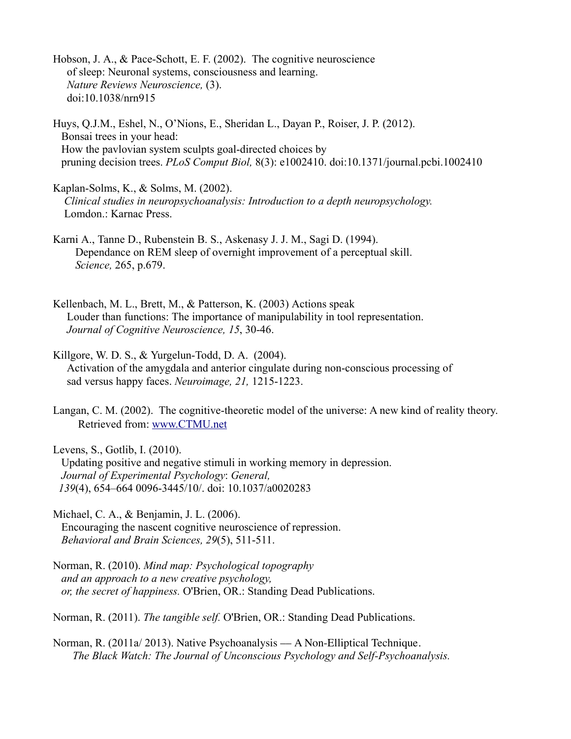Hobson, J. A., & Pace-Schott, E. F. (2002). The cognitive neuroscience of sleep: Neuronal systems, consciousness and learning. *Nature Reviews Neuroscience,* (3). doi:10.1038/nrn915

Huys, Q.J.M., Eshel, N., O'Nions, E., Sheridan L., Dayan P., Roiser, J. P. (2012). Bonsai trees in your head: How the pavlovian system sculpts goal-directed choices by pruning decision trees. *PLoS Comput Biol,* 8(3): e1002410. doi:10.1371/journal.pcbi.1002410

Kaplan-Solms, K., & Solms, M. (2002). *Clinical studies in neuropsychoanalysis: Introduction to a depth neuropsychology.* Lomdon.: Karnac Press.

Karni A., Tanne D., Rubenstein B. S., Askenasy J. J. M., Sagi D. (1994). Dependance on REM sleep of overnight improvement of a perceptual skill. *Science,* 265, p.679.

Kellenbach, M. L., Brett, M., & Patterson, K. (2003) Actions speak Louder than functions: The importance of manipulability in tool representation. *Journal of Cognitive Neuroscience, 15*, 30-46.

Killgore, W. D. S., & Yurgelun-Todd, D. A. (2004). Activation of the amygdala and anterior cingulate during non-conscious processing of sad versus happy faces. *Neuroimage, 21,* 1215-1223.

Langan, C. M. (2002). The cognitive-theoretic model of the universe: A new kind of reality theory. Retrieved from: www.CTMU.net

Levens, S., Gotlib, I. (2010). Updating positive and negative stimuli in working memory in depression. *Journal of Experimental Psychology*: *General, 139*(4), 654–664 0096-3445/10/. doi: 10.1037/a0020283

Michael, C. A., & Benjamin, J. L. (2006). Encouraging the nascent cognitive neuroscience of repression. *Behavioral and Brain Sciences, 29*(5), 511-511.

Norman, R. (2010). *Mind map: Psychological topography and an approach to a new creative psychology, or, the secret of happiness.* O'Brien, OR.: Standing Dead Publications.

Norman, R. (2011). *The tangible self.* O'Brien, OR.: Standing Dead Publications.

Norman, R. (2011a/ 2013). Native Psychoanalysis — A Non-Elliptical Technique. *The Black Watch: The Journal of Unconscious Psychology and Self-Psychoanalysis.*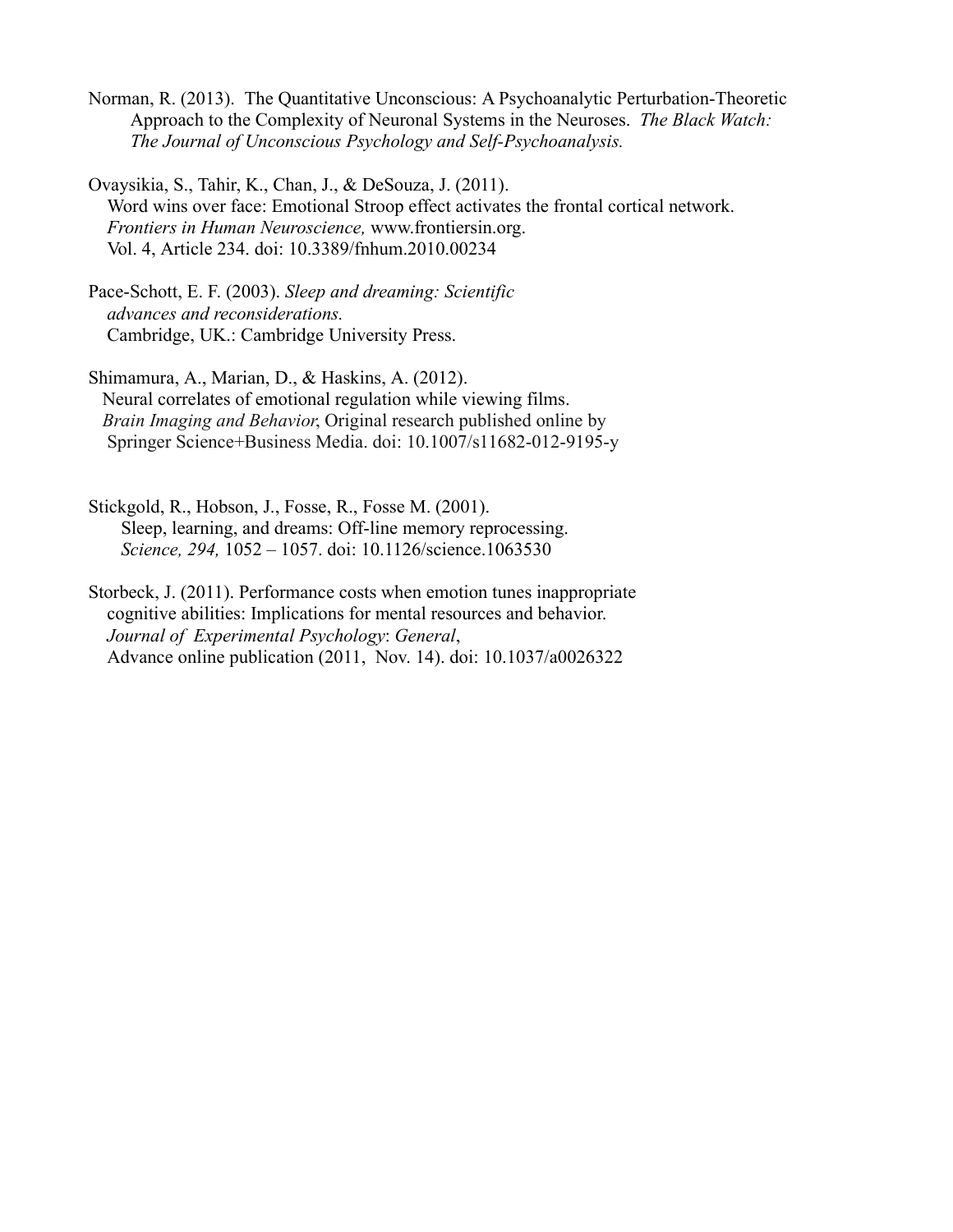Norman, R. (2013). The Quantitative Unconscious: A Psychoanalytic Perturbation-Theoretic Approach to the Complexity of Neuronal Systems in the Neuroses. *The Black Watch: The Journal of Unconscious Psychology and Self-Psychoanalysis.*

Ovaysikia, S., Tahir, K., Chan, J., & DeSouza, J. (2011). Word wins over face: Emotional Stroop effect activates the frontal cortical network. *Frontiers in Human Neuroscience,* www.frontiersin.org. Vol. 4, Article 234. doi: 10.3389/fnhum.2010.00234

Pace-Schott, E. F. (2003). *Sleep and dreaming: Scientific advances and reconsiderations.* Cambridge, UK.: Cambridge University Press.

Shimamura, A., Marian, D., & Haskins, A. (2012). Neural correlates of emotional regulation while viewing films. *Brain Imaging and Behavior*, Original research published online by Springer Science+Business Media. doi: 10.1007/s11682-012-9195-y

Stickgold, R., Hobson, J., Fosse, R., Fosse M. (2001). Sleep, learning, and dreams: Off-line memory reprocessing. *Science, 294,* 1052 – 1057. doi: 10.1126/science.1063530

Storbeck, J. (2011). Performance costs when emotion tunes inappropriate cognitive abilities: Implications for mental resources and behavior. *Journal of Experimental Psychology*: *General*, Advance online publication (2011, Nov. 14). doi: 10.1037/a0026322